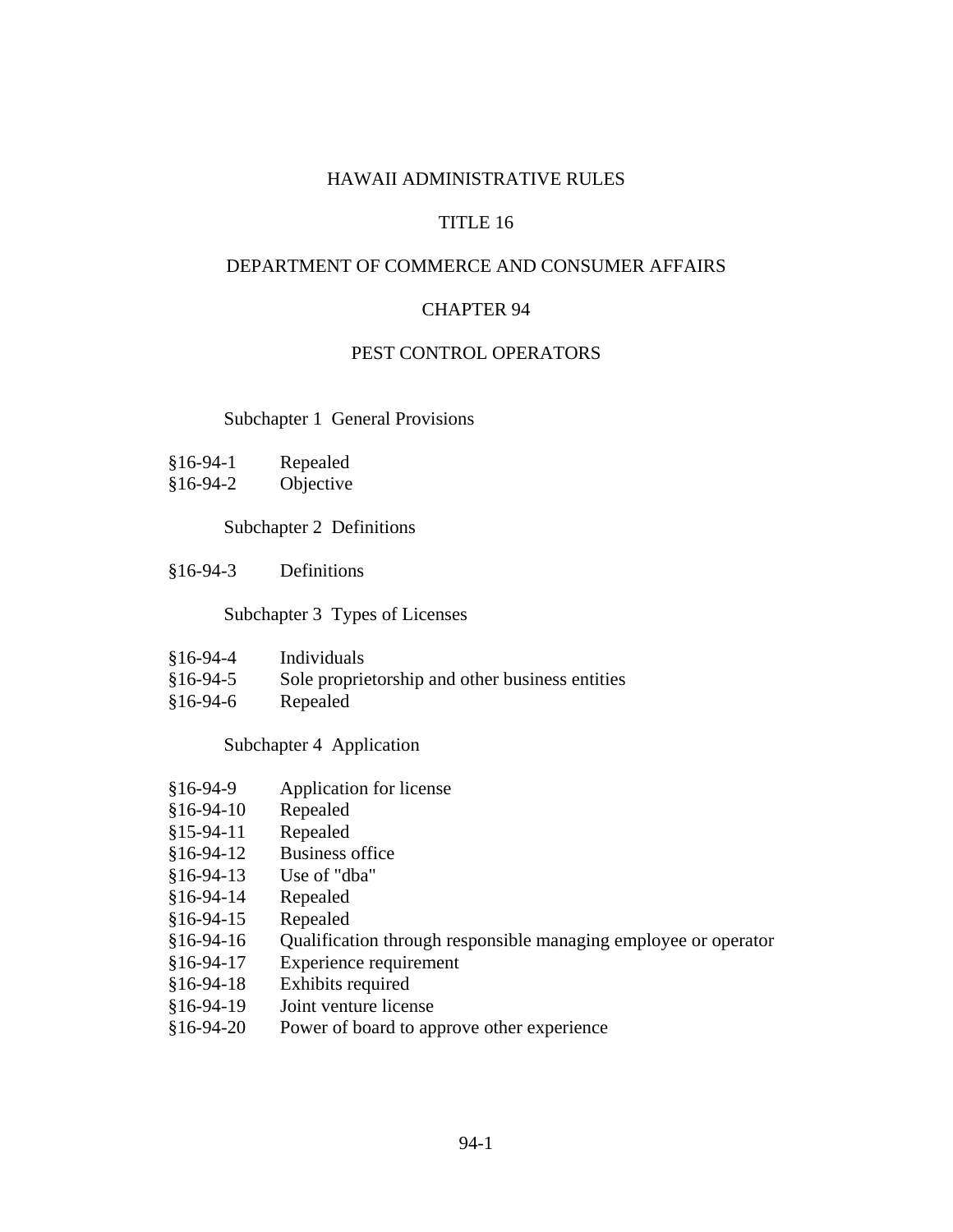# HAWAII ADMINISTRATIVE RULES

## TITLE 16

## DEPARTMENT OF COMMERCE AND CONSUMER AFFAIRS

## CHAPTER 94

## PEST CONTROL OPERATORS

### Subchapter 1 General Provisions

§16-94-1 Repealed
§16-94-2 Objective

### Subchapter 2 Definitions

§16-94-3 Definitions

### Subchapter 3 Types of Licenses

§16-94-4 Individuals
§16-94-5 Sole proprietorship and other business entities
§16-94-6 Repealed

### Subchapter 4 Application

§16-94-9 Application for license
§16-94-10 Repealed
§15-94-11 Repealed
§16-94-12 Business office
§16-94-13 Use of "dba"
§16-94-14 Repealed
§16-94-15 Repealed
§16-94-16 Qualification through responsible managing employee or operator
§16-94-17 Experience requirement
§16-94-18 Exhibits required
§16-94-19 Joint venture license
§16-94-20 Power of board to approve other experience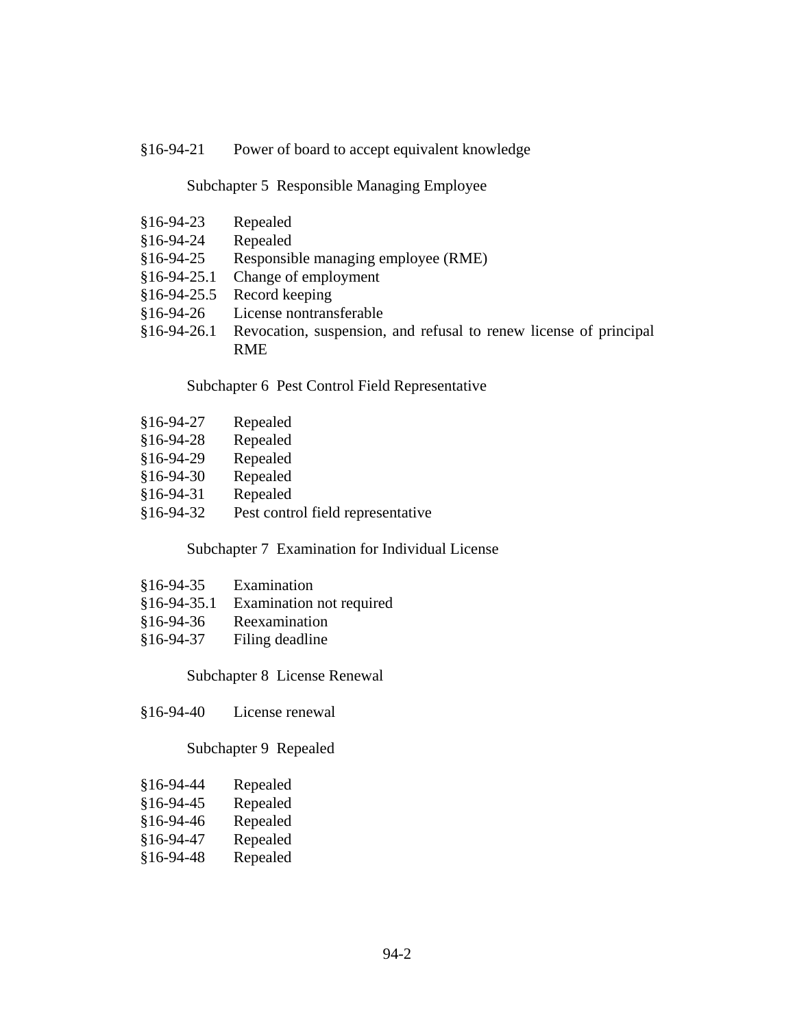§16-94-21 Power of board to accept equivalent knowledge

Subchapter 5 Responsible Managing Employee

§16-94-23 Repealed
§16-94-24 Repealed
§16-94-25 Responsible managing employee (RME)
§16-94-25.1 Change of employment
§16-94-25.5 Record keeping
§16-94-26 License nontransferable
§16-94-26.1 Revocation, suspension, and refusal to renew license of principal RME

Subchapter 6 Pest Control Field Representative

§16-94-27 Repealed
§16-94-28 Repealed
§16-94-29 Repealed
§16-94-30 Repealed
§16-94-31 Repealed
§16-94-32 Pest control field representative

Subchapter 7 Examination for Individual License

§16-94-35 Examination
§16-94-35.1 Examination not required
§16-94-36 Reexamination
§16-94-37 Filing deadline

Subchapter 8 License Renewal

§16-94-40 License renewal

Subchapter 9 Repealed

§16-94-44 Repealed
§16-94-45 Repealed
§16-94-46 Repealed
§16-94-47 Repealed
§16-94-48 Repealed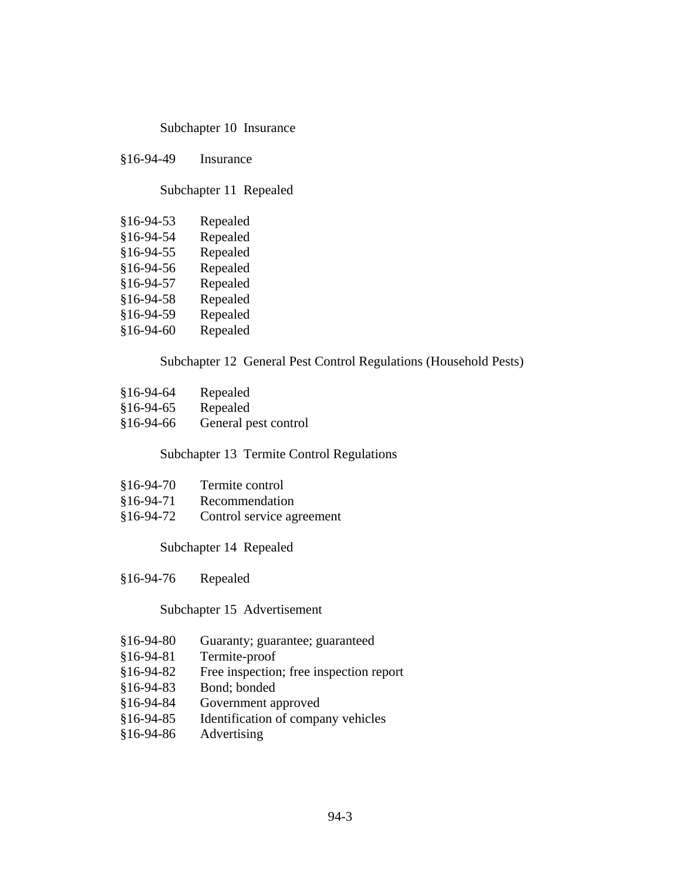Subchapter 10 Insurance

§16-94-49 Insurance

Subchapter 11 Repealed

§16-94-53 Repealed
§16-94-54 Repealed
§16-94-55 Repealed
§16-94-56 Repealed
§16-94-57 Repealed
§16-94-58 Repealed
§16-94-59 Repealed
§16-94-60 Repealed

Subchapter 12 General Pest Control Regulations (Household Pests)

§16-94-64 Repealed
§16-94-65 Repealed
§16-94-66 General pest control

Subchapter 13 Termite Control Regulations

§16-94-70 Termite control
§16-94-71 Recommendation
§16-94-72 Control service agreement

Subchapter 14 Repealed

§16-94-76 Repealed

Subchapter 15 Advertisement

§16-94-80 Guaranty; guarantee; guaranteed
§16-94-81 Termite-proof
§16-94-82 Free inspection; free inspection report
§16-94-83 Bond; bonded
§16-94-84 Government approved
§16-94-85 Identification of company vehicles
§16-94-86 Advertising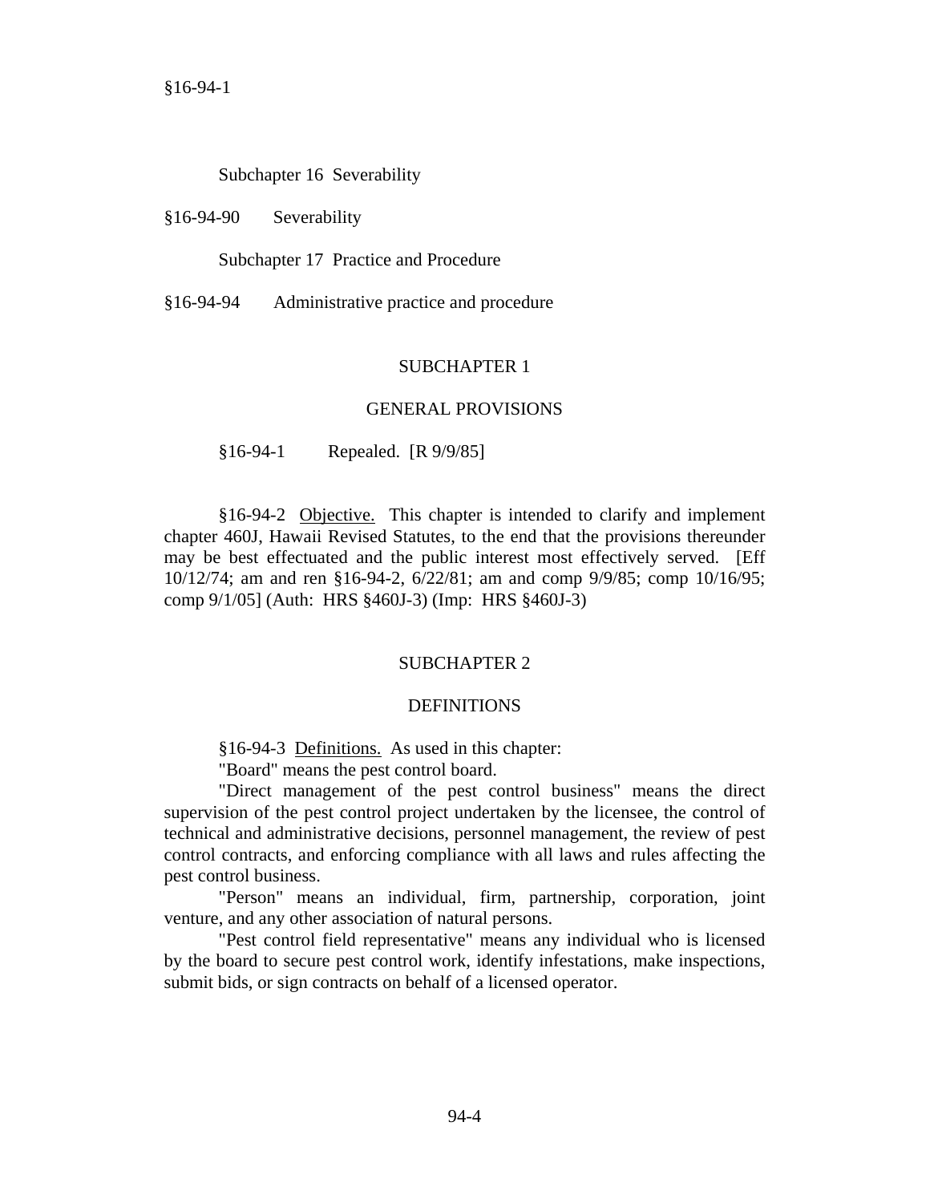Subchapter 16 Severability

§16-94-90 Severability

Subchapter 17 Practice and Procedure

§16-94-94 Administrative practice and procedure

## SUBCHAPTER 1

## GENERAL PROVISIONS

§16-94-1 Repealed. [R 9/9/85]

§16-94-2 Objective. This chapter is intended to clarify and implement chapter 460J, Hawaii Revised Statutes, to the end that the provisions thereunder may be best effectuated and the public interest most effectively served. [Eff 10/12/74; am and ren §16-94-2, 6/22/81; am and comp 9/9/85; comp 10/16/95; comp 9/1/05] (Auth: HRS §460J-3) (Imp: HRS §460J-3)

## SUBCHAPTER 2

## DEFINITIONS

§16-94-3 Definitions. As used in this chapter:

"Board" means the pest control board.

"Direct management of the pest control business" means the direct supervision of the pest control project undertaken by the licensee, the control of technical and administrative decisions, personnel management, the review of pest control contracts, and enforcing compliance with all laws and rules affecting the pest control business.

"Person" means an individual, firm, partnership, corporation, joint venture, and any other association of natural persons.

"Pest control field representative" means any individual who is licensed by the board to secure pest control work, identify infestations, make inspections, submit bids, or sign contracts on behalf of a licensed operator.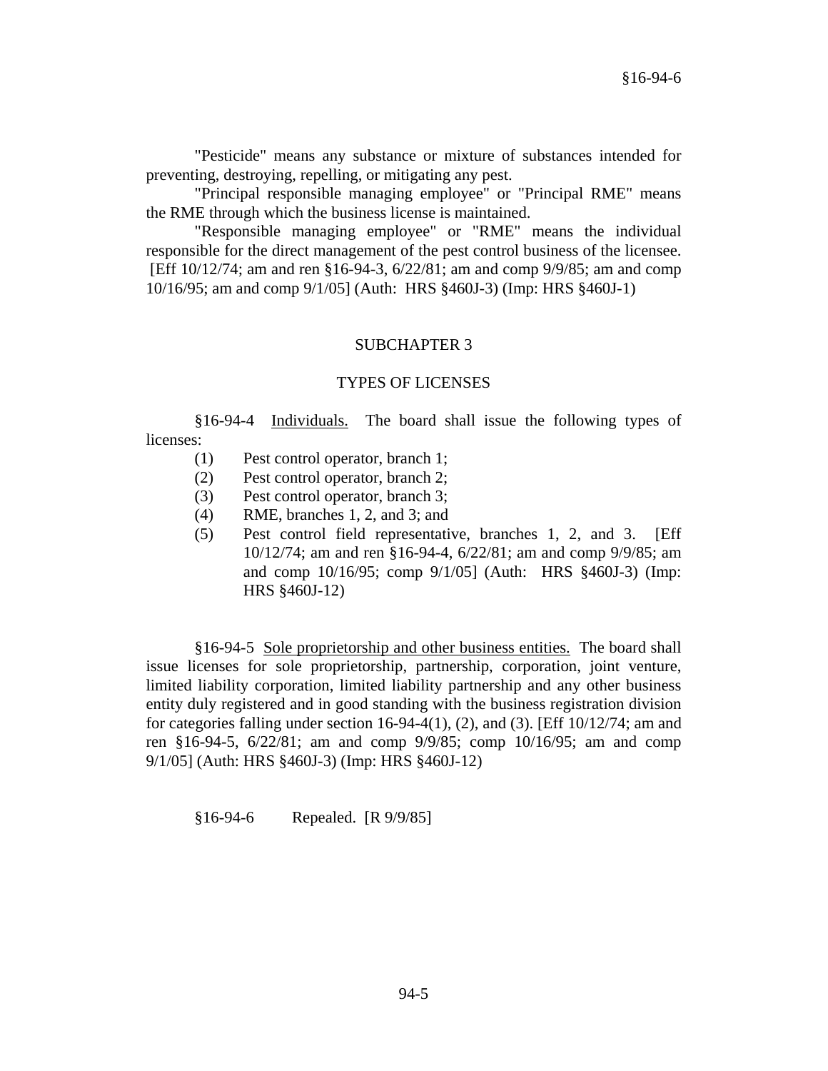"Pesticide" means any substance or mixture of substances intended for preventing, destroying, repelling, or mitigating any pest.

"Principal responsible managing employee" or "Principal RME" means the RME through which the business license is maintained.

"Responsible managing employee" or "RME" means the individual responsible for the direct management of the pest control business of the licensee. [Eff 10/12/74; am and ren §16-94-3, 6/22/81; am and comp 9/9/85; am and comp 10/16/95; am and comp 9/1/05] (Auth: HRS §460J-3) (Imp: HRS §460J-1)

## SUBCHAPTER 3

## TYPES OF LICENSES

§16-94-4 Individuals. The board shall issue the following types of licenses:

(1) Pest control operator, branch 1;
(2) Pest control operator, branch 2;
(3) Pest control operator, branch 3;
(4) RME, branches 1, 2, and 3; and
(5) Pest control field representative, branches 1, 2, and 3. [Eff 10/12/74; am and ren §16-94-4, 6/22/81; am and comp 9/9/85; am and comp 10/16/95; comp 9/1/05] (Auth: HRS §460J-3) (Imp: HRS §460J-12)

§16-94-5 Sole proprietorship and other business entities. The board shall issue licenses for sole proprietorship, partnership, corporation, joint venture, limited liability corporation, limited liability partnership and any other business entity duly registered and in good standing with the business registration division for categories falling under section 16-94-4(1), (2), and (3). [Eff 10/12/74; am and ren §16-94-5, 6/22/81; am and comp 9/9/85; comp 10/16/95; am and comp 9/1/05] (Auth: HRS §460J-3) (Imp: HRS §460J-12)

§16-94-6 Repealed. [R 9/9/85]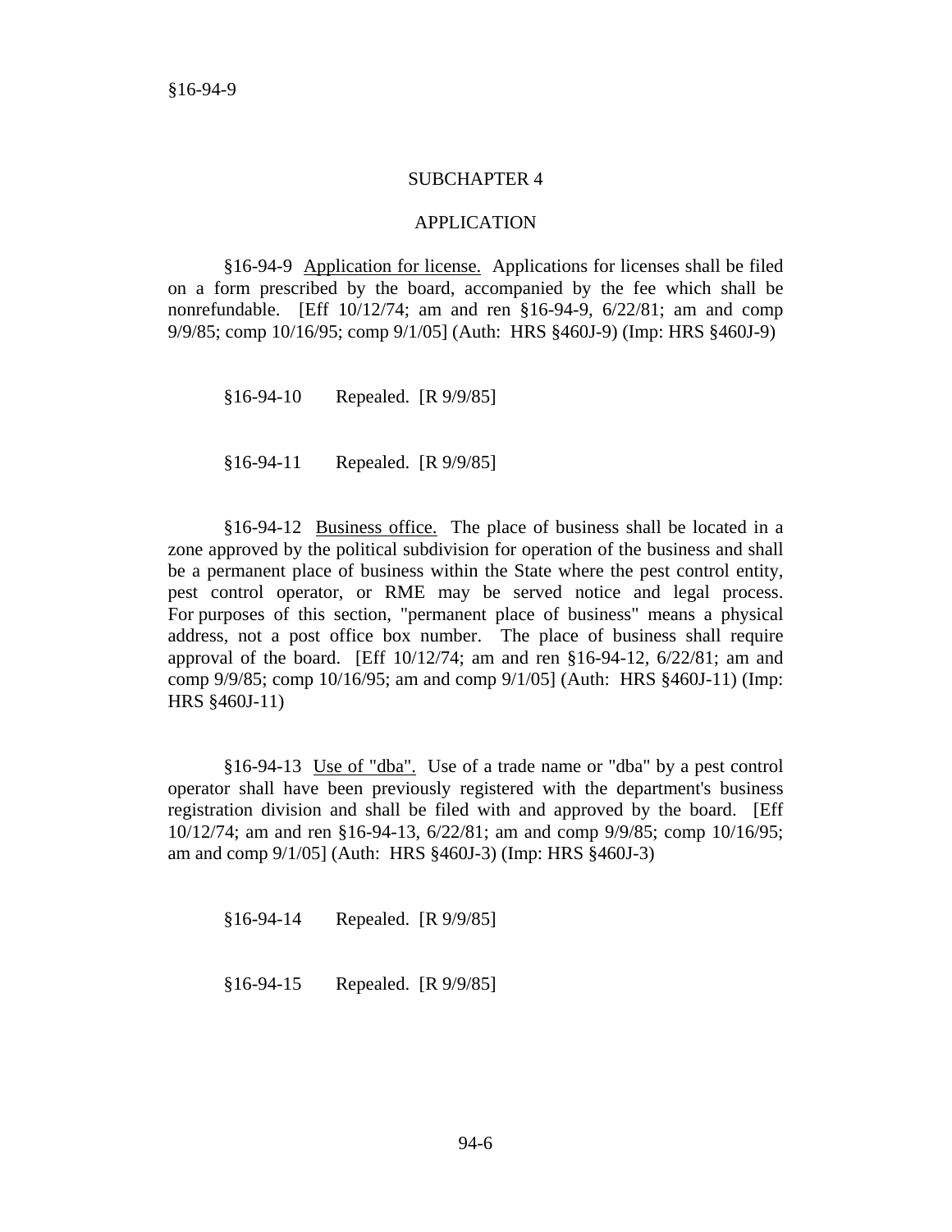## SUBCHAPTER 4

## APPLICATION

§16-94-9 Application for license. Applications for licenses shall be filed on a form prescribed by the board, accompanied by the fee which shall be nonrefundable. [Eff 10/12/74; am and ren §16-94-9, 6/22/81; am and comp 9/9/85; comp 10/16/95; comp 9/1/05] (Auth: HRS §460J-9) (Imp: HRS §460J-9)

§16-94-10 Repealed. [R 9/9/85]

§16-94-11 Repealed. [R 9/9/85]

§16-94-12 Business office. The place of business shall be located in a zone approved by the political subdivision for operation of the business and shall be a permanent place of business within the State where the pest control entity, pest control operator, or RME may be served notice and legal process. For purposes of this section, "permanent place of business" means a physical address, not a post office box number. The place of business shall require approval of the board. [Eff 10/12/74; am and ren §16-94-12, 6/22/81; am and comp 9/9/85; comp 10/16/95; am and comp 9/1/05] (Auth: HRS §460J-11) (Imp: HRS §460J-11)

§16-94-13 Use of "dba". Use of a trade name or "dba" by a pest control operator shall have been previously registered with the department's business registration division and shall be filed with and approved by the board. [Eff 10/12/74; am and ren §16-94-13, 6/22/81; am and comp 9/9/85; comp 10/16/95; am and comp 9/1/05] (Auth: HRS §460J-3) (Imp: HRS §460J-3)

§16-94-14 Repealed. [R 9/9/85]

§16-94-15 Repealed. [R 9/9/85]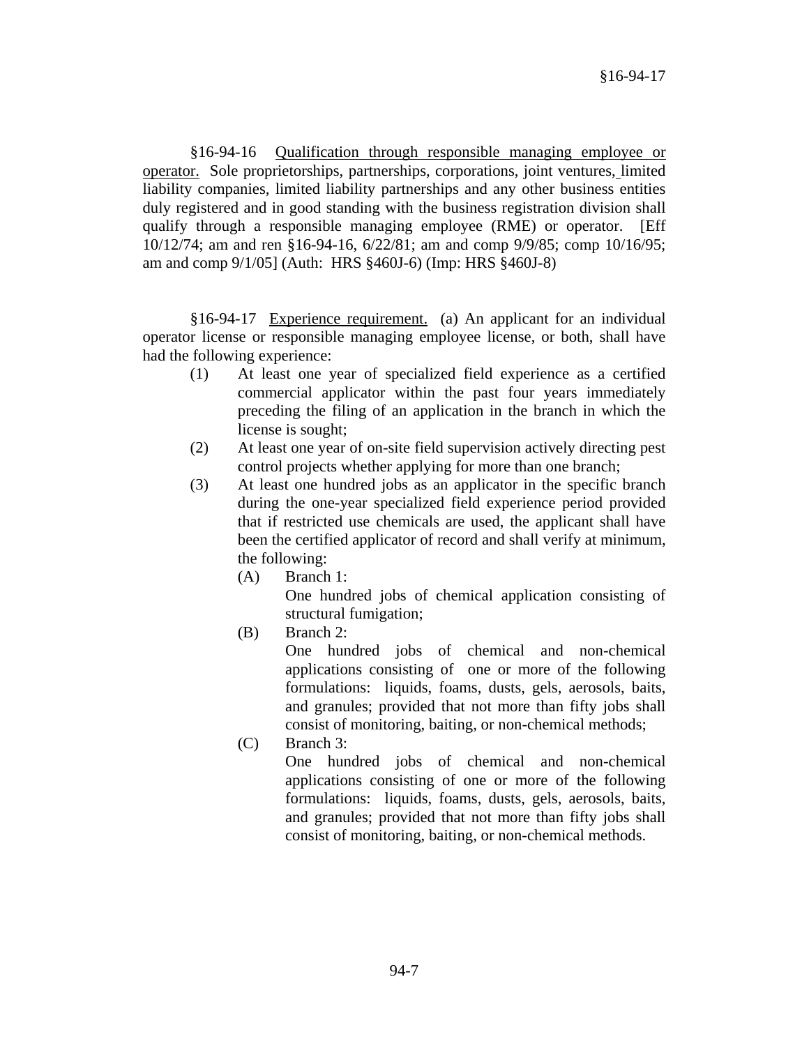§16-94-16 <u>Qualification through responsible managing employee or operator.</u> Sole proprietorships, partnerships, corporations, joint ventures, limited liability companies, limited liability partnerships and any other business entities duly registered and in good standing with the business registration division shall qualify through a responsible managing employee (RME) or operator. [Eff 10/12/74; am and ren §16-94-16, 6/22/81; am and comp 9/9/85; comp 10/16/95; am and comp 9/1/05] (Auth: HRS §460J-6) (Imp: HRS §460J-8)

§16-94-17 <u>Experience requirement.</u> (a) An applicant for an individual operator license or responsible managing employee license, or both, shall have had the following experience:

(1) At least one year of specialized field experience as a certified commercial applicator within the past four years immediately preceding the filing of an application in the branch in which the license is sought;

(2) At least one year of on-site field supervision actively directing pest control projects whether applying for more than one branch;

(3) At least one hundred jobs as an applicator in the specific branch during the one-year specialized field experience period provided that if restricted use chemicals are used, the applicant shall have been the certified applicator of record and shall verify at minimum, the following:

  (A) Branch 1:
  One hundred jobs of chemical application consisting of structural fumigation;

  (B) Branch 2:
  One hundred jobs of chemical and non-chemical applications consisting of one or more of the following formulations: liquids, foams, dusts, gels, aerosols, baits, and granules; provided that not more than fifty jobs shall consist of monitoring, baiting, or non-chemical methods;

  (C) Branch 3:
  One hundred jobs of chemical and non-chemical applications consisting of one or more of the following formulations: liquids, foams, dusts, gels, aerosols, baits, and granules; provided that not more than fifty jobs shall consist of monitoring, baiting, or non-chemical methods.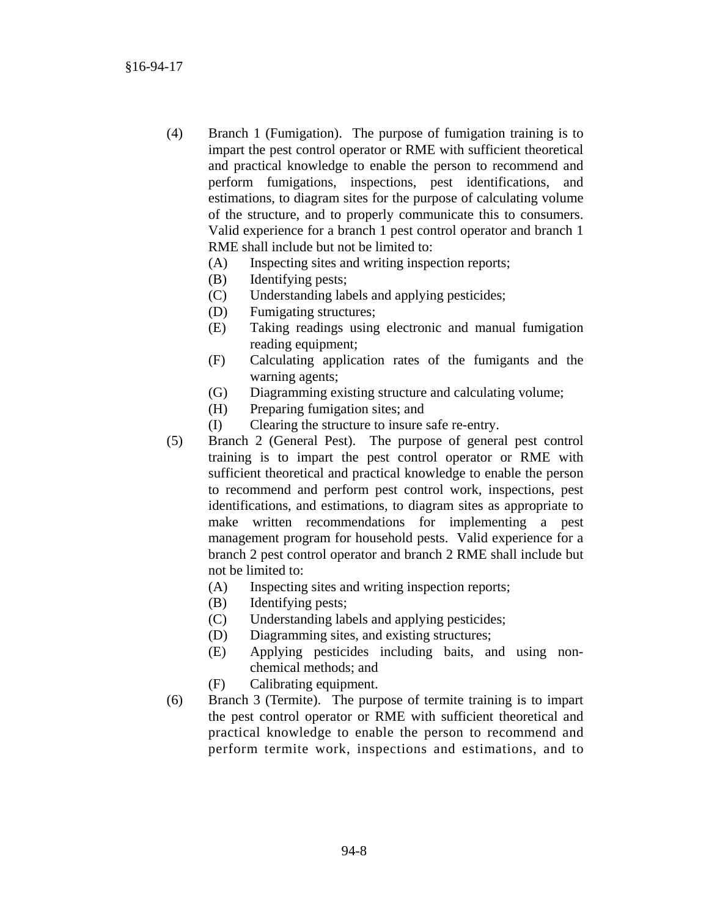(4) Branch 1 (Fumigation). The purpose of fumigation training is to impart the pest control operator or RME with sufficient theoretical and practical knowledge to enable the person to recommend and perform fumigations, inspections, pest identifications, and estimations, to diagram sites for the purpose of calculating volume of the structure, and to properly communicate this to consumers. Valid experience for a branch 1 pest control operator and branch 1 RME shall include but not be limited to:

   (A) Inspecting sites and writing inspection reports;
   (B) Identifying pests;
   (C) Understanding labels and applying pesticides;
   (D) Fumigating structures;
   (E) Taking readings using electronic and manual fumigation reading equipment;
   (F) Calculating application rates of the fumigants and the warning agents;
   (G) Diagramming existing structure and calculating volume;
   (H) Preparing fumigation sites; and
   (I) Clearing the structure to insure safe re-entry.

(5) Branch 2 (General Pest). The purpose of general pest control training is to impart the pest control operator or RME with sufficient theoretical and practical knowledge to enable the person to recommend and perform pest control work, inspections, pest identifications, and estimations, to diagram sites as appropriate to make written recommendations for implementing a pest management program for household pests. Valid experience for a branch 2 pest control operator and branch 2 RME shall include but not be limited to:

   (A) Inspecting sites and writing inspection reports;
   (B) Identifying pests;
   (C) Understanding labels and applying pesticides;
   (D) Diagramming sites, and existing structures;
   (E) Applying pesticides including baits, and using non-chemical methods; and
   (F) Calibrating equipment.

(6) Branch 3 (Termite). The purpose of termite training is to impart the pest control operator or RME with sufficient theoretical and practical knowledge to enable the person to recommend and perform termite work, inspections and estimations, and to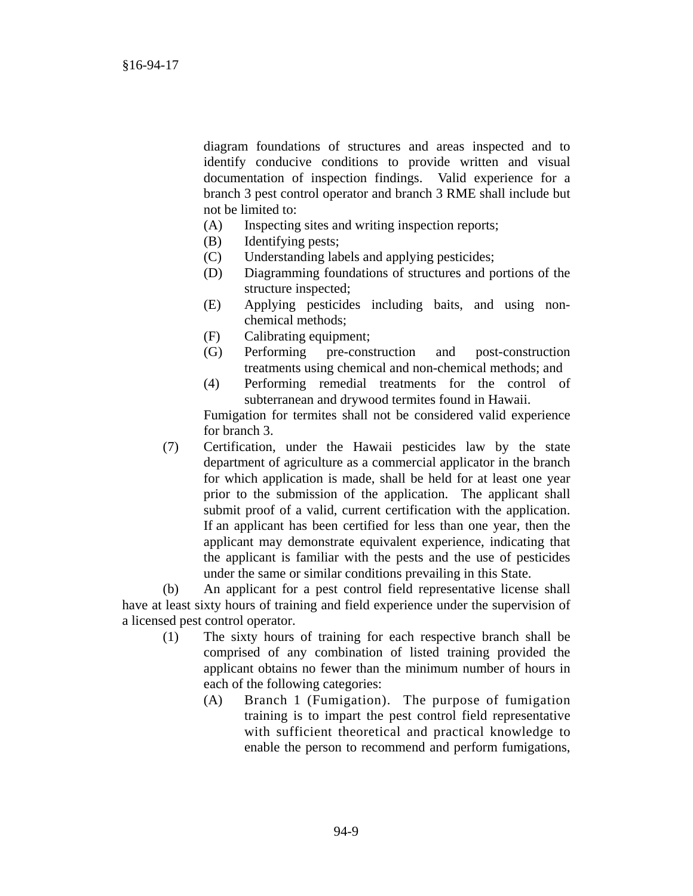diagram foundations of structures and areas inspected and to identify conducive conditions to provide written and visual documentation of inspection findings. Valid experience for a branch 3 pest control operator and branch 3 RME shall include but not be limited to:

(A) Inspecting sites and writing inspection reports;
(B) Identifying pests;
(C) Understanding labels and applying pesticides;
(D) Diagramming foundations of structures and portions of the structure inspected;
(E) Applying pesticides including baits, and using non-chemical methods;
(F) Calibrating equipment;
(G) Performing pre-construction and post-construction treatments using chemical and non-chemical methods; and
(4) Performing remedial treatments for the control of subterranean and drywood termites found in Hawaii.

Fumigation for termites shall not be considered valid experience for branch 3.

(7) Certification, under the Hawaii pesticides law by the state department of agriculture as a commercial applicator in the branch for which application is made, shall be held for at least one year prior to the submission of the application. The applicant shall submit proof of a valid, current certification with the application. If an applicant has been certified for less than one year, then the applicant may demonstrate equivalent experience, indicating that the applicant is familiar with the pests and the use of pesticides under the same or similar conditions prevailing in this State.

(b) An applicant for a pest control field representative license shall have at least sixty hours of training and field experience under the supervision of a licensed pest control operator.

(1) The sixty hours of training for each respective branch shall be comprised of any combination of listed training provided the applicant obtains no fewer than the minimum number of hours in each of the following categories:

(A) Branch 1 (Fumigation). The purpose of fumigation training is to impart the pest control field representative with sufficient theoretical and practical knowledge to enable the person to recommend and perform fumigations,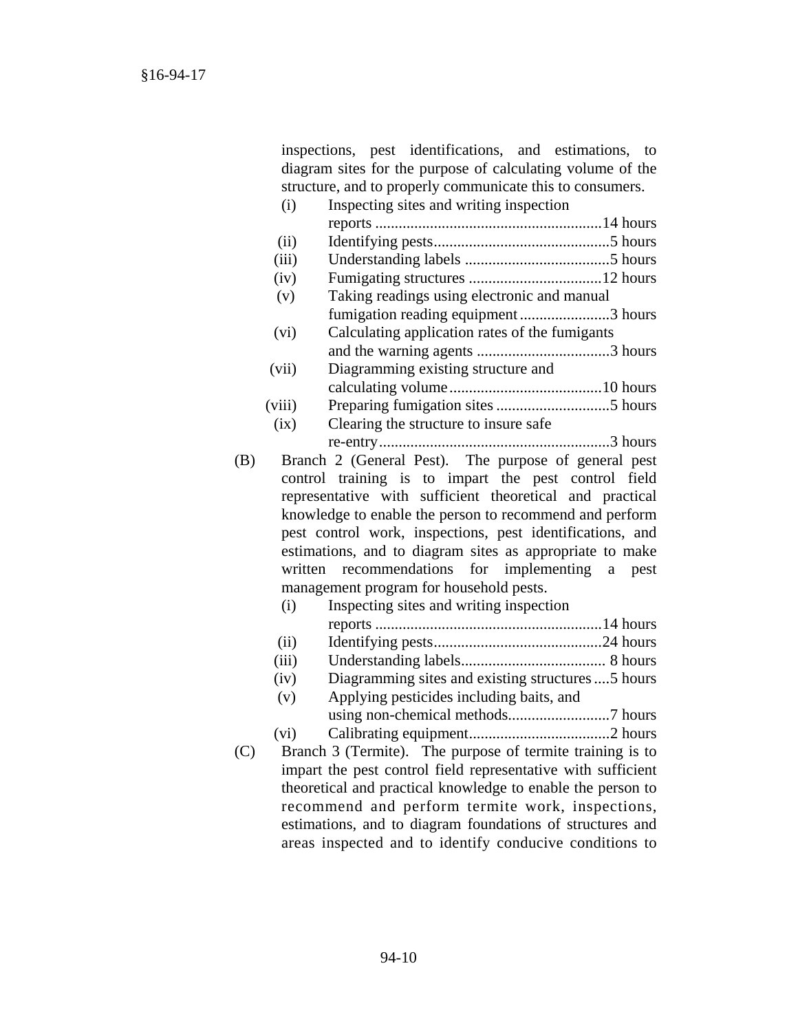inspections, pest identifications, and estimations, to diagram sites for the purpose of calculating volume of the structure, and to properly communicate this to consumers.

- (i) Inspecting sites and writing inspection reports ..........................................................14 hours
- (ii) Identifying pests............................................5 hours
- (iii) Understanding labels .....................................5 hours
- (iv) Fumigating structures ..................................12 hours
- (v) Taking readings using electronic and manual fumigation reading equipment.......................3 hours
- (vi) Calculating application rates of the fumigants and the warning agents ..................................3 hours
- (vii) Diagramming existing structure and calculating volume.......................................10 hours
- (viii) Preparing fumigation sites .............................5 hours
- (ix) Clearing the structure to insure safe re-entry...........................................................3 hours

(B) Branch 2 (General Pest). The purpose of general pest control training is to impart the pest control field representative with sufficient theoretical and practical knowledge to enable the person to recommend and perform pest control work, inspections, pest identifications, and estimations, and to diagram sites as appropriate to make written recommendations for implementing a pest management program for household pests.

- (i) Inspecting sites and writing inspection reports ..........................................................14 hours
- (ii) Identifying pests...........................................24 hours
- (iii) Understanding labels..................................... 8 hours
- (iv) Diagramming sites and existing structures....5 hours
- (v) Applying pesticides including baits, and using non-chemical methods..........................7 hours
- (vi) Calibrating equipment....................................2 hours

(C) Branch 3 (Termite). The purpose of termite training is to impart the pest control field representative with sufficient theoretical and practical knowledge to enable the person to recommend and perform termite work, inspections, estimations, and to diagram foundations of structures and areas inspected and to identify conducive conditions to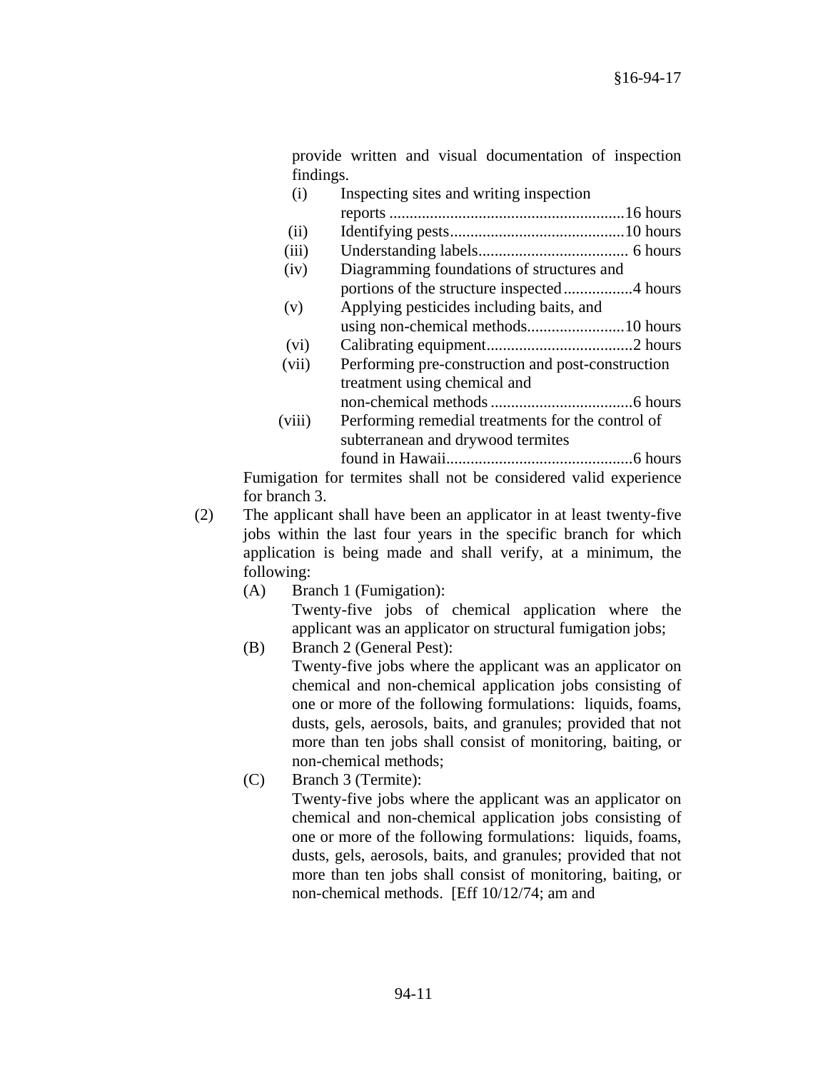provide written and visual documentation of inspection findings.

(i) Inspecting sites and writing inspection reports ..........................................................16 hours

(ii) Identifying pests...........................................10 hours

(iii) Understanding labels..................................... 6 hours

(iv) Diagramming foundations of structures and portions of the structure inspected.................4 hours

(v) Applying pesticides including baits, and using non-chemical methods........................10 hours

(vi) Calibrating equipment...................................2 hours

(vii) Performing pre-construction and post-construction treatment using chemical and non-chemical methods ...................................6 hours

(viii) Performing remedial treatments for the control of subterranean and drywood termites found in Hawaii.............................................6 hours

Fumigation for termites shall not be considered valid experience for branch 3.

(2) The applicant shall have been an applicator in at least twenty-five jobs within the last four years in the specific branch for which application is being made and shall verify, at a minimum, the following:

(A) Branch 1 (Fumigation):
Twenty-five jobs of chemical application where the applicant was an applicator on structural fumigation jobs;

(B) Branch 2 (General Pest):
Twenty-five jobs where the applicant was an applicator on chemical and non-chemical application jobs consisting of one or more of the following formulations: liquids, foams, dusts, gels, aerosols, baits, and granules; provided that not more than ten jobs shall consist of monitoring, baiting, or non-chemical methods;

(C) Branch 3 (Termite):
Twenty-five jobs where the applicant was an applicator on chemical and non-chemical application jobs consisting of one or more of the following formulations: liquids, foams, dusts, gels, aerosols, baits, and granules; provided that not more than ten jobs shall consist of monitoring, baiting, or non-chemical methods. [Eff 10/12/74; am and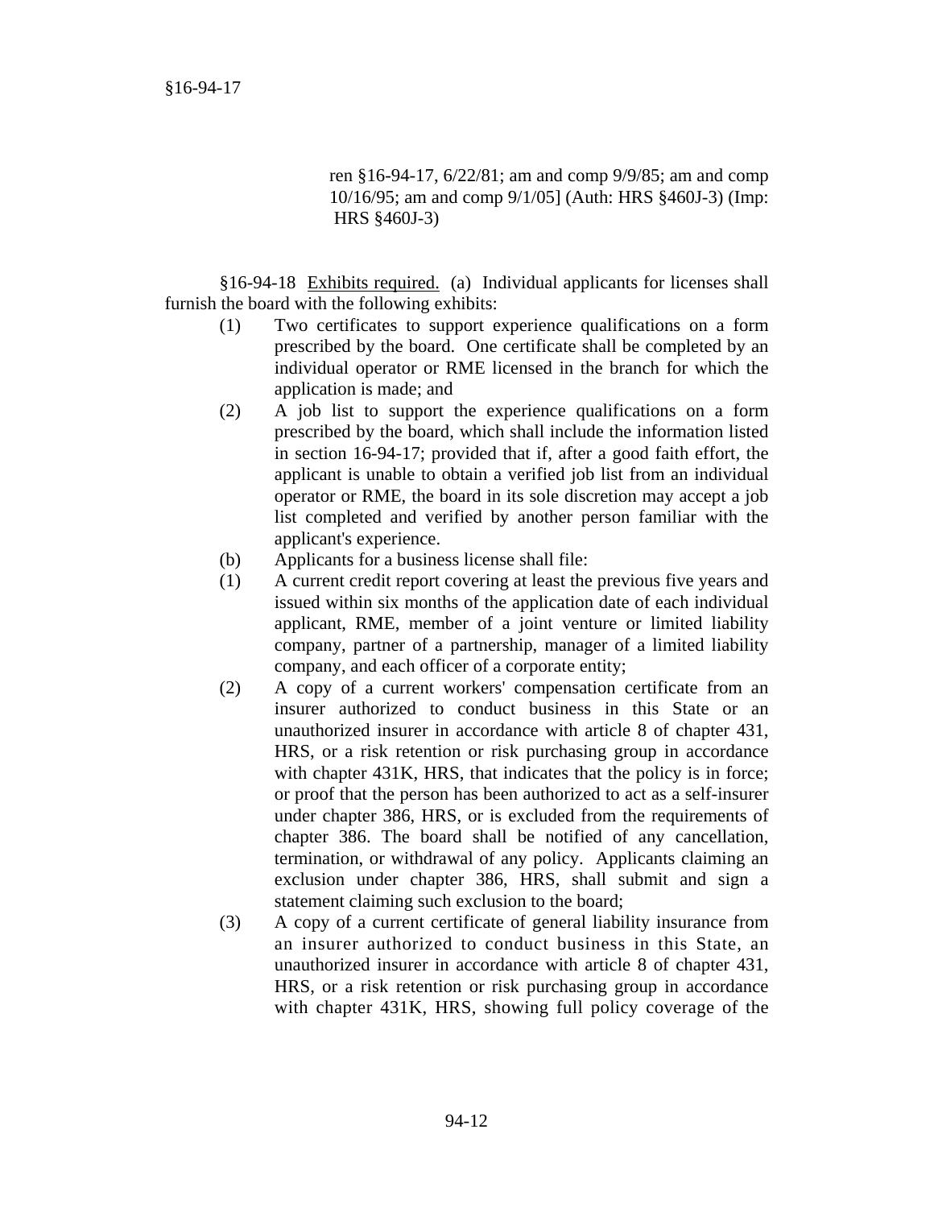ren §16-94-17, 6/22/81; am and comp 9/9/85; am and comp 10/16/95; am and comp 9/1/05] (Auth: HRS §460J-3) (Imp: HRS §460J-3)

§16-94-18 Exhibits required. (a) Individual applicants for licenses shall furnish the board with the following exhibits:

(1) Two certificates to support experience qualifications on a form prescribed by the board. One certificate shall be completed by an individual operator or RME licensed in the branch for which the application is made; and

(2) A job list to support the experience qualifications on a form prescribed by the board, which shall include the information listed in section 16-94-17; provided that if, after a good faith effort, the applicant is unable to obtain a verified job list from an individual operator or RME, the board in its sole discretion may accept a job list completed and verified by another person familiar with the applicant's experience.

(b) Applicants for a business license shall file:

(1) A current credit report covering at least the previous five years and issued within six months of the application date of each individual applicant, RME, member of a joint venture or limited liability company, partner of a partnership, manager of a limited liability company, and each officer of a corporate entity;

(2) A copy of a current workers' compensation certificate from an insurer authorized to conduct business in this State or an unauthorized insurer in accordance with article 8 of chapter 431, HRS, or a risk retention or risk purchasing group in accordance with chapter 431K, HRS, that indicates that the policy is in force; or proof that the person has been authorized to act as a self-insurer under chapter 386, HRS, or is excluded from the requirements of chapter 386. The board shall be notified of any cancellation, termination, or withdrawal of any policy. Applicants claiming an exclusion under chapter 386, HRS, shall submit and sign a statement claiming such exclusion to the board;

(3) A copy of a current certificate of general liability insurance from an insurer authorized to conduct business in this State, an unauthorized insurer in accordance with article 8 of chapter 431, HRS, or a risk retention or risk purchasing group in accordance with chapter 431K, HRS, showing full policy coverage of the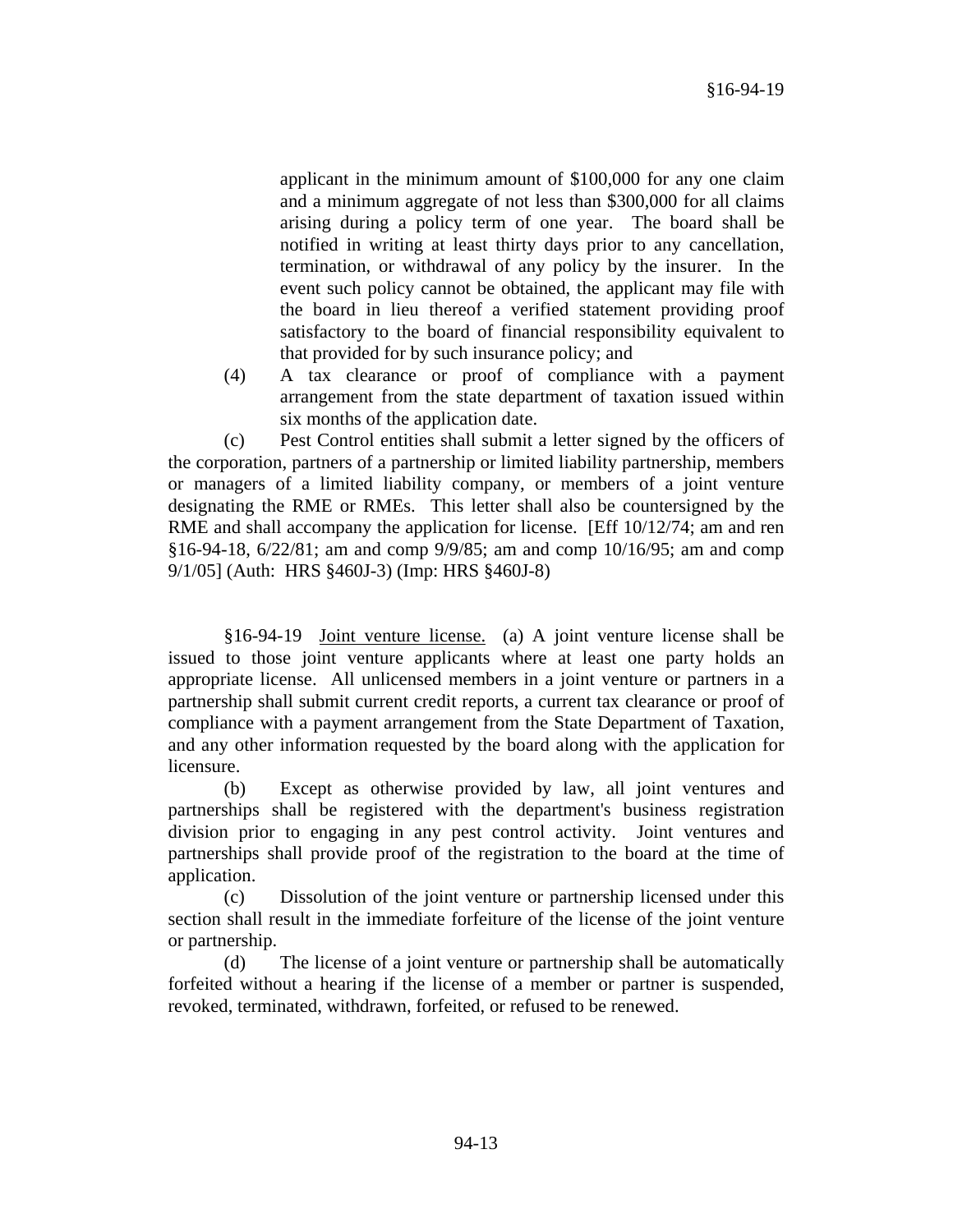applicant in the minimum amount of $100,000 for any one claim and a minimum aggregate of not less than $300,000 for all claims arising during a policy term of one year. The board shall be notified in writing at least thirty days prior to any cancellation, termination, or withdrawal of any policy by the insurer. In the event such policy cannot be obtained, the applicant may file with the board in lieu thereof a verified statement providing proof satisfactory to the board of financial responsibility equivalent to that provided for by such insurance policy; and

(4) A tax clearance or proof of compliance with a payment arrangement from the state department of taxation issued within six months of the application date.

(c) Pest Control entities shall submit a letter signed by the officers of the corporation, partners of a partnership or limited liability partnership, members or managers of a limited liability company, or members of a joint venture designating the RME or RMEs. This letter shall also be countersigned by the RME and shall accompany the application for license. [Eff 10/12/74; am and ren §16-94-18, 6/22/81; am and comp 9/9/85; am and comp 10/16/95; am and comp 9/1/05] (Auth: HRS §460J-3) (Imp: HRS §460J-8)

§16-94-19 Joint venture license. (a) A joint venture license shall be issued to those joint venture applicants where at least one party holds an appropriate license. All unlicensed members in a joint venture or partners in a partnership shall submit current credit reports, a current tax clearance or proof of compliance with a payment arrangement from the State Department of Taxation, and any other information requested by the board along with the application for licensure.

(b) Except as otherwise provided by law, all joint ventures and partnerships shall be registered with the department's business registration division prior to engaging in any pest control activity. Joint ventures and partnerships shall provide proof of the registration to the board at the time of application.

(c) Dissolution of the joint venture or partnership licensed under this section shall result in the immediate forfeiture of the license of the joint venture or partnership.

(d) The license of a joint venture or partnership shall be automatically forfeited without a hearing if the license of a member or partner is suspended, revoked, terminated, withdrawn, forfeited, or refused to be renewed.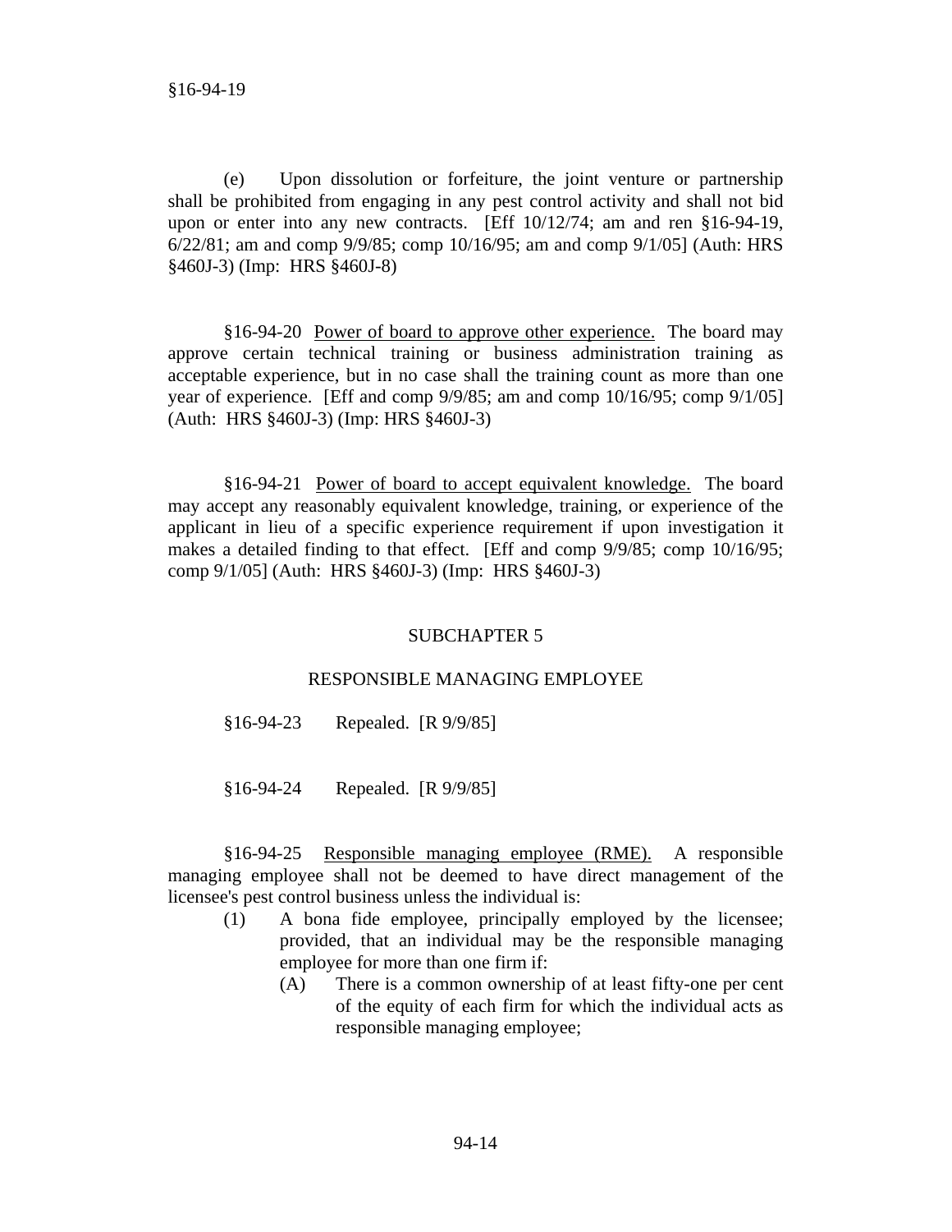(e) Upon dissolution or forfeiture, the joint venture or partnership shall be prohibited from engaging in any pest control activity and shall not bid upon or enter into any new contracts. [Eff 10/12/74; am and ren §16-94-19, 6/22/81; am and comp 9/9/85; comp 10/16/95; am and comp 9/1/05] (Auth: HRS §460J-3) (Imp: HRS §460J-8)

§16-94-20 <u>Power of board to approve other experience.</u> The board may approve certain technical training or business administration training as acceptable experience, but in no case shall the training count as more than one year of experience. [Eff and comp 9/9/85; am and comp 10/16/95; comp 9/1/05] (Auth: HRS §460J-3) (Imp: HRS §460J-3)

§16-94-21 <u>Power of board to accept equivalent knowledge.</u> The board may accept any reasonably equivalent knowledge, training, or experience of the applicant in lieu of a specific experience requirement if upon investigation it makes a detailed finding to that effect. [Eff and comp 9/9/85; comp 10/16/95; comp 9/1/05] (Auth: HRS §460J-3) (Imp: HRS §460J-3)

## SUBCHAPTER 5

## RESPONSIBLE MANAGING EMPLOYEE

§16-94-23 Repealed. [R 9/9/85]

§16-94-24 Repealed. [R 9/9/85]

§16-94-25 <u>Responsible managing employee (RME).</u> A responsible managing employee shall not be deemed to have direct management of the licensee's pest control business unless the individual is:

(1) A bona fide employee, principally employed by the licensee; provided, that an individual may be the responsible managing employee for more than one firm if:

   (A) There is a common ownership of at least fifty-one per cent of the equity of each firm for which the individual acts as responsible managing employee;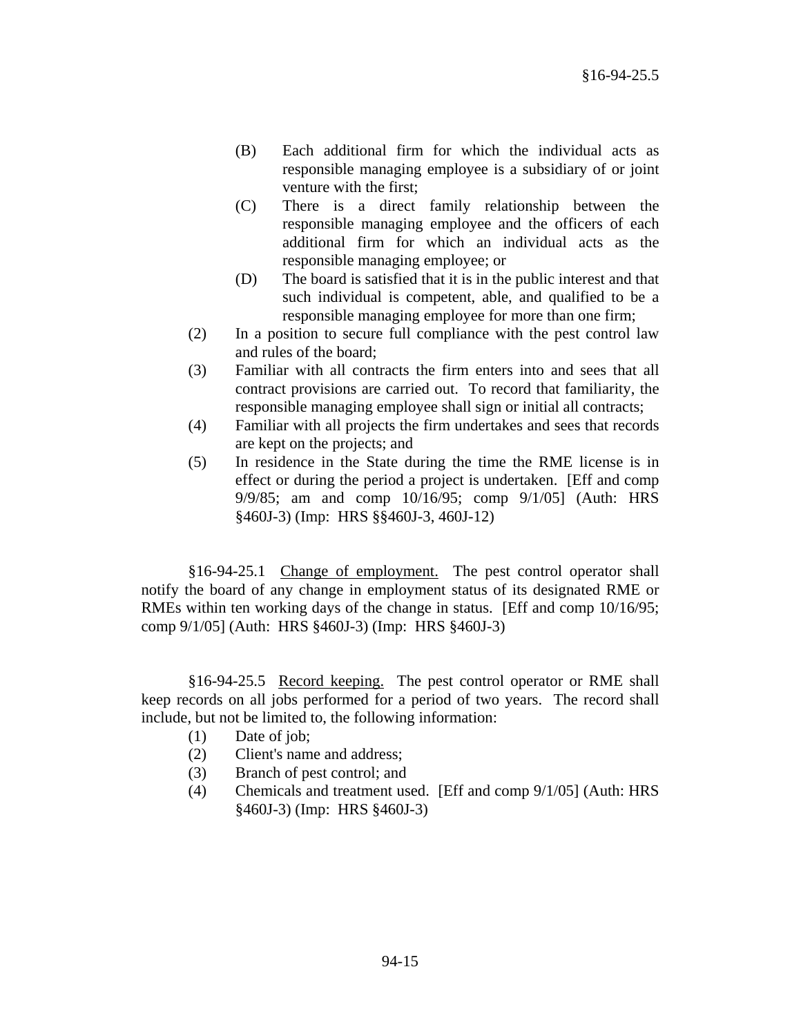(B) Each additional firm for which the individual acts as responsible managing employee is a subsidiary of or joint venture with the first;

(C) There is a direct family relationship between the responsible managing employee and the officers of each additional firm for which an individual acts as the responsible managing employee; or

(D) The board is satisfied that it is in the public interest and that such individual is competent, able, and qualified to be a responsible managing employee for more than one firm;

(2) In a position to secure full compliance with the pest control law and rules of the board;

(3) Familiar with all contracts the firm enters into and sees that all contract provisions are carried out. To record that familiarity, the responsible managing employee shall sign or initial all contracts;

(4) Familiar with all projects the firm undertakes and sees that records are kept on the projects; and

(5) In residence in the State during the time the RME license is in effect or during the period a project is undertaken. [Eff and comp 9/9/85; am and comp 10/16/95; comp 9/1/05] (Auth: HRS §460J-3) (Imp: HRS §§460J-3, 460J-12)

§16-94-25.1 <u>Change of employment.</u> The pest control operator shall notify the board of any change in employment status of its designated RME or RMEs within ten working days of the change in status. [Eff and comp 10/16/95; comp 9/1/05] (Auth: HRS §460J-3) (Imp: HRS §460J-3)

§16-94-25.5 <u>Record keeping.</u> The pest control operator or RME shall keep records on all jobs performed for a period of two years. The record shall include, but not be limited to, the following information:

(1) Date of job;

(2) Client's name and address;

(3) Branch of pest control; and

(4) Chemicals and treatment used. [Eff and comp 9/1/05] (Auth: HRS §460J-3) (Imp: HRS §460J-3)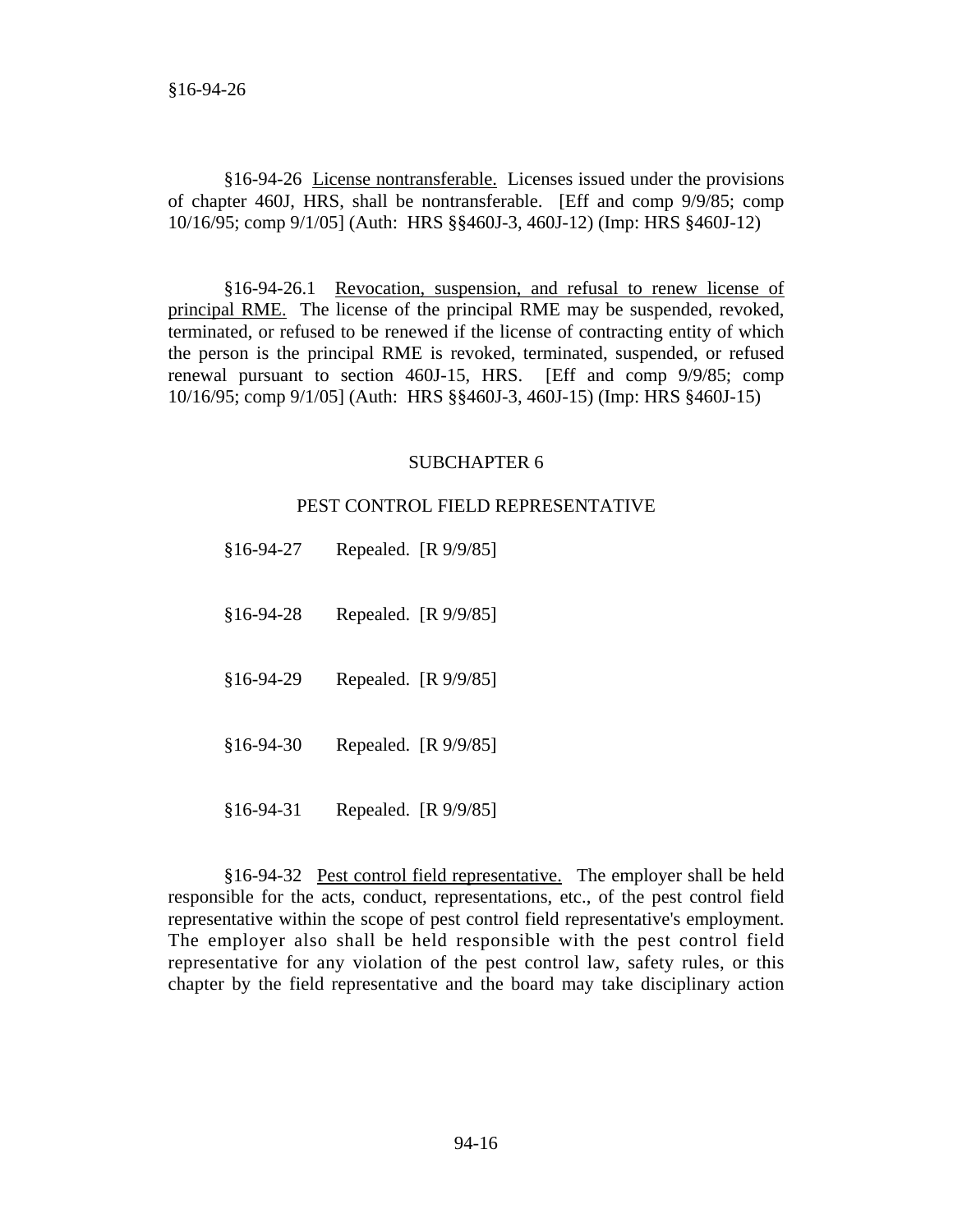§16-94-26 License nontransferable. Licenses issued under the provisions of chapter 460J, HRS, shall be nontransferable. [Eff and comp 9/9/85; comp 10/16/95; comp 9/1/05] (Auth: HRS §§460J-3, 460J-12) (Imp: HRS §460J-12)

§16-94-26.1 Revocation, suspension, and refusal to renew license of principal RME. The license of the principal RME may be suspended, revoked, terminated, or refused to be renewed if the license of contracting entity of which the person is the principal RME is revoked, terminated, suspended, or refused renewal pursuant to section 460J-15, HRS. [Eff and comp 9/9/85; comp 10/16/95; comp 9/1/05] (Auth: HRS §§460J-3, 460J-15) (Imp: HRS §460J-15)

## SUBCHAPTER 6

## PEST CONTROL FIELD REPRESENTATIVE

§16-94-27 Repealed. [R 9/9/85]

§16-94-28 Repealed. [R 9/9/85]

§16-94-29 Repealed. [R 9/9/85]

§16-94-30 Repealed. [R 9/9/85]

§16-94-31 Repealed. [R 9/9/85]

§16-94-32 Pest control field representative. The employer shall be held responsible for the acts, conduct, representations, etc., of the pest control field representative within the scope of pest control field representative's employment. The employer also shall be held responsible with the pest control field representative for any violation of the pest control law, safety rules, or this chapter by the field representative and the board may take disciplinary action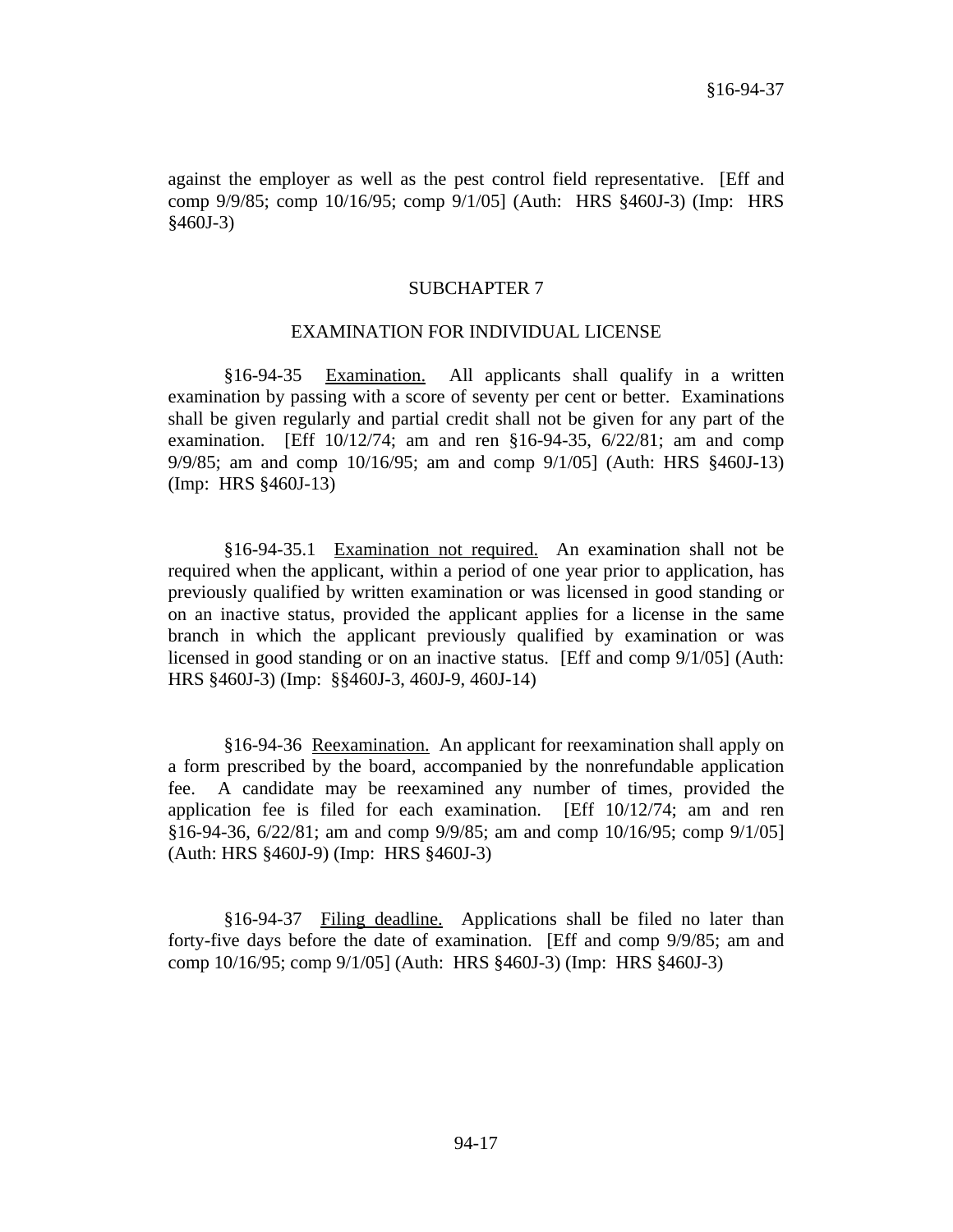against the employer as well as the pest control field representative. [Eff and comp 9/9/85; comp 10/16/95; comp 9/1/05] (Auth: HRS §460J-3) (Imp: HRS §460J-3)

## SUBCHAPTER 7

## EXAMINATION FOR INDIVIDUAL LICENSE

§16-94-35 Examination. All applicants shall qualify in a written examination by passing with a score of seventy per cent or better. Examinations shall be given regularly and partial credit shall not be given for any part of the examination. [Eff 10/12/74; am and ren §16-94-35, 6/22/81; am and comp 9/9/85; am and comp 10/16/95; am and comp 9/1/05] (Auth: HRS §460J-13) (Imp: HRS §460J-13)

§16-94-35.1 Examination not required. An examination shall not be required when the applicant, within a period of one year prior to application, has previously qualified by written examination or was licensed in good standing or on an inactive status, provided the applicant applies for a license in the same branch in which the applicant previously qualified by examination or was licensed in good standing or on an inactive status. [Eff and comp 9/1/05] (Auth: HRS §460J-3) (Imp: §§460J-3, 460J-9, 460J-14)

§16-94-36 Reexamination. An applicant for reexamination shall apply on a form prescribed by the board, accompanied by the nonrefundable application fee. A candidate may be reexamined any number of times, provided the application fee is filed for each examination. [Eff 10/12/74; am and ren §16-94-36, 6/22/81; am and comp 9/9/85; am and comp 10/16/95; comp 9/1/05] (Auth: HRS §460J-9) (Imp: HRS §460J-3)

§16-94-37 Filing deadline. Applications shall be filed no later than forty-five days before the date of examination. [Eff and comp 9/9/85; am and comp 10/16/95; comp 9/1/05] (Auth: HRS §460J-3) (Imp: HRS §460J-3)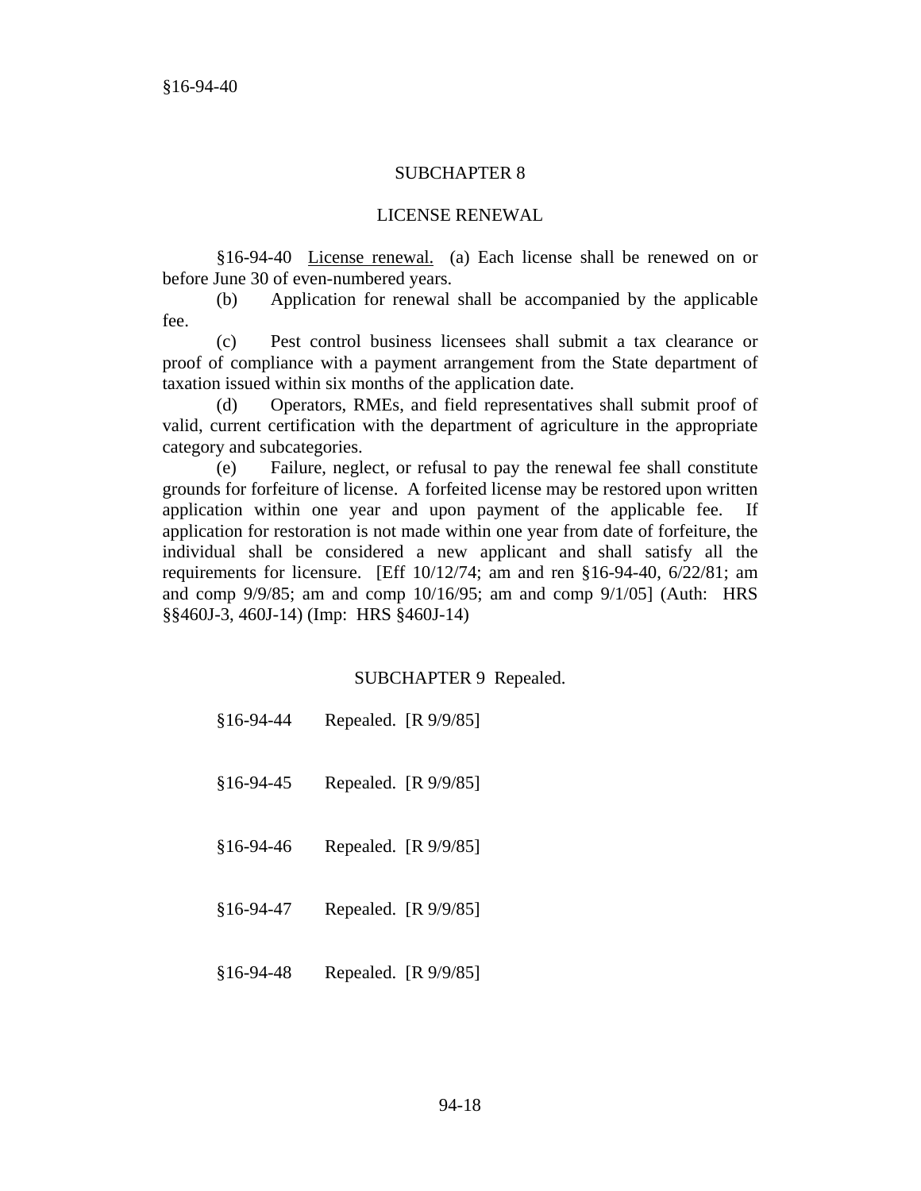## SUBCHAPTER 8

## LICENSE RENEWAL

§16-94-40 License renewal. (a) Each license shall be renewed on or before June 30 of even-numbered years.

(b) Application for renewal shall be accompanied by the applicable fee.

(c) Pest control business licensees shall submit a tax clearance or proof of compliance with a payment arrangement from the State department of taxation issued within six months of the application date.

(d) Operators, RMEs, and field representatives shall submit proof of valid, current certification with the department of agriculture in the appropriate category and subcategories.

(e) Failure, neglect, or refusal to pay the renewal fee shall constitute grounds for forfeiture of license. A forfeited license may be restored upon written application within one year and upon payment of the applicable fee. If application for restoration is not made within one year from date of forfeiture, the individual shall be considered a new applicant and shall satisfy all the requirements for licensure. [Eff 10/12/74; am and ren §16-94-40, 6/22/81; am and comp 9/9/85; am and comp 10/16/95; am and comp 9/1/05] (Auth: HRS §§460J-3, 460J-14) (Imp: HRS §460J-14)

## SUBCHAPTER 9 Repealed.

§16-94-44 Repealed. [R 9/9/85]

§16-94-45 Repealed. [R 9/9/85]

§16-94-46 Repealed. [R 9/9/85]

§16-94-47 Repealed. [R 9/9/85]

§16-94-48 Repealed. [R 9/9/85]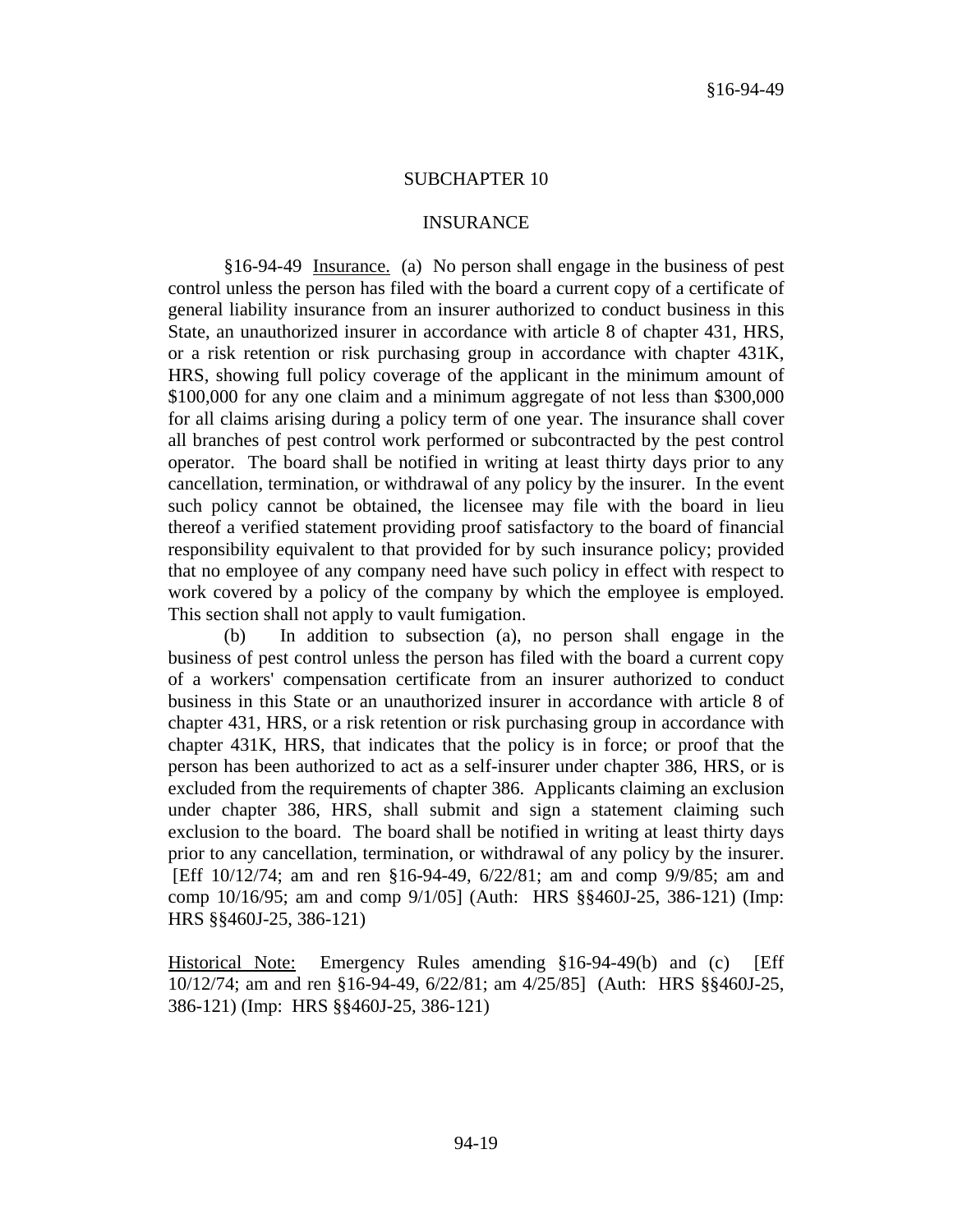## SUBCHAPTER 10

## INSURANCE

§16-94-49 Insurance. (a) No person shall engage in the business of pest control unless the person has filed with the board a current copy of a certificate of general liability insurance from an insurer authorized to conduct business in this State, an unauthorized insurer in accordance with article 8 of chapter 431, HRS, or a risk retention or risk purchasing group in accordance with chapter 431K, HRS, showing full policy coverage of the applicant in the minimum amount of $100,000 for any one claim and a minimum aggregate of not less than $300,000 for all claims arising during a policy term of one year. The insurance shall cover all branches of pest control work performed or subcontracted by the pest control operator. The board shall be notified in writing at least thirty days prior to any cancellation, termination, or withdrawal of any policy by the insurer. In the event such policy cannot be obtained, the licensee may file with the board in lieu thereof a verified statement providing proof satisfactory to the board of financial responsibility equivalent to that provided for by such insurance policy; provided that no employee of any company need have such policy in effect with respect to work covered by a policy of the company by which the employee is employed. This section shall not apply to vault fumigation.

(b) In addition to subsection (a), no person shall engage in the business of pest control unless the person has filed with the board a current copy of a workers' compensation certificate from an insurer authorized to conduct business in this State or an unauthorized insurer in accordance with article 8 of chapter 431, HRS, or a risk retention or risk purchasing group in accordance with chapter 431K, HRS, that indicates that the policy is in force; or proof that the person has been authorized to act as a self-insurer under chapter 386, HRS, or is excluded from the requirements of chapter 386. Applicants claiming an exclusion under chapter 386, HRS, shall submit and sign a statement claiming such exclusion to the board. The board shall be notified in writing at least thirty days prior to any cancellation, termination, or withdrawal of any policy by the insurer. [Eff 10/12/74; am and ren §16-94-49, 6/22/81; am and comp 9/9/85; am and comp 10/16/95; am and comp 9/1/05] (Auth: HRS §§460J-25, 386-121) (Imp: HRS §§460J-25, 386-121)

Historical Note: Emergency Rules amending §16-94-49(b) and (c) [Eff 10/12/74; am and ren §16-94-49, 6/22/81; am 4/25/85] (Auth: HRS §§460J-25, 386-121) (Imp: HRS §§460J-25, 386-121)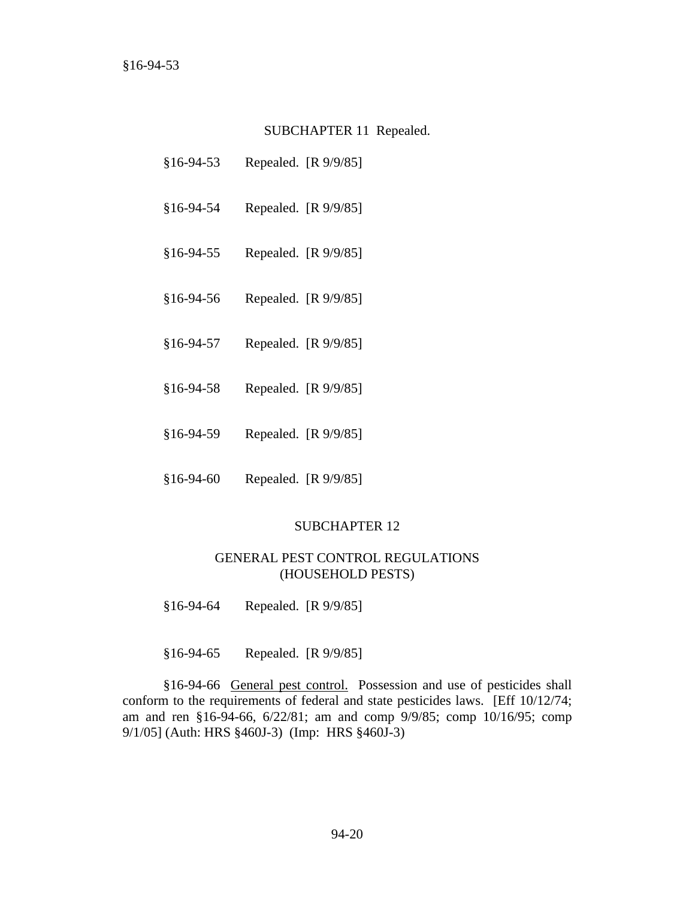## SUBCHAPTER 11 Repealed.

§16-94-53 Repealed. [R 9/9/85]

§16-94-54 Repealed. [R 9/9/85]

§16-94-55 Repealed. [R 9/9/85]

§16-94-56 Repealed. [R 9/9/85]

§16-94-57 Repealed. [R 9/9/85]

§16-94-58 Repealed. [R 9/9/85]

§16-94-59 Repealed. [R 9/9/85]

§16-94-60 Repealed. [R 9/9/85]

## SUBCHAPTER 12

## GENERAL PEST CONTROL REGULATIONS (HOUSEHOLD PESTS)

§16-94-64 Repealed. [R 9/9/85]

§16-94-65 Repealed. [R 9/9/85]

§16-94-66 General pest control. Possession and use of pesticides shall conform to the requirements of federal and state pesticides laws. [Eff 10/12/74; am and ren §16-94-66, 6/22/81; am and comp 9/9/85; comp 10/16/95; comp 9/1/05] (Auth: HRS §460J-3) (Imp: HRS §460J-3)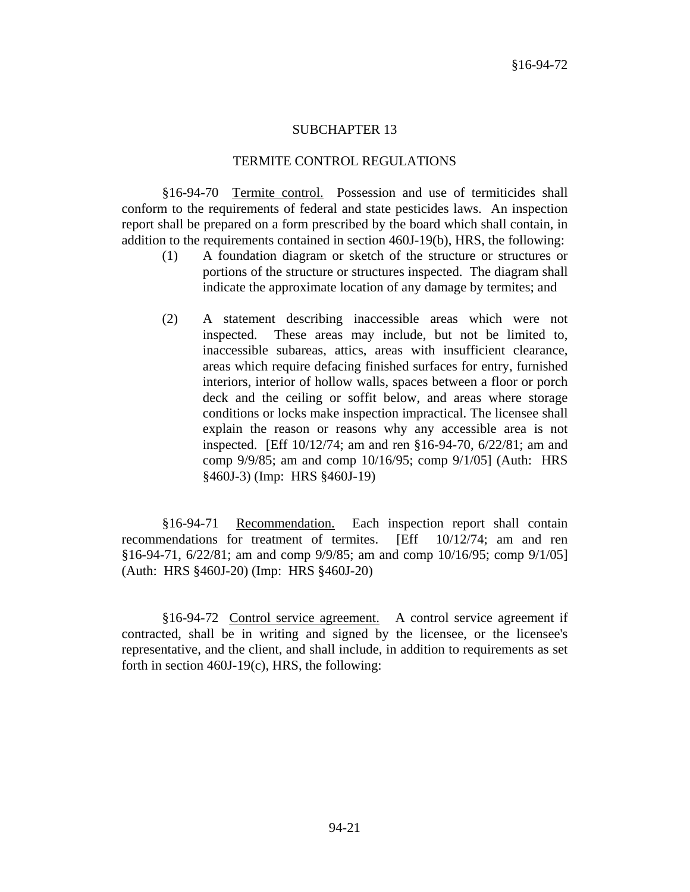## SUBCHAPTER 13

## TERMITE CONTROL REGULATIONS

§16-94-70 Termite control. Possession and use of termiticides shall conform to the requirements of federal and state pesticides laws. An inspection report shall be prepared on a form prescribed by the board which shall contain, in addition to the requirements contained in section 460J-19(b), HRS, the following:

(1) A foundation diagram or sketch of the structure or structures or portions of the structure or structures inspected. The diagram shall indicate the approximate location of any damage by termites; and

(2) A statement describing inaccessible areas which were not inspected. These areas may include, but not be limited to, inaccessible subareas, attics, areas with insufficient clearance, areas which require defacing finished surfaces for entry, furnished interiors, interior of hollow walls, spaces between a floor or porch deck and the ceiling or soffit below, and areas where storage conditions or locks make inspection impractical. The licensee shall explain the reason or reasons why any accessible area is not inspected. [Eff 10/12/74; am and ren §16-94-70, 6/22/81; am and comp 9/9/85; am and comp 10/16/95; comp 9/1/05] (Auth: HRS §460J-3) (Imp: HRS §460J-19)

§16-94-71 Recommendation. Each inspection report shall contain recommendations for treatment of termites. [Eff 10/12/74; am and ren §16-94-71, 6/22/81; am and comp 9/9/85; am and comp 10/16/95; comp 9/1/05] (Auth: HRS §460J-20) (Imp: HRS §460J-20)

§16-94-72 Control service agreement. A control service agreement if contracted, shall be in writing and signed by the licensee, or the licensee's representative, and the client, and shall include, in addition to requirements as set forth in section 460J-19(c), HRS, the following: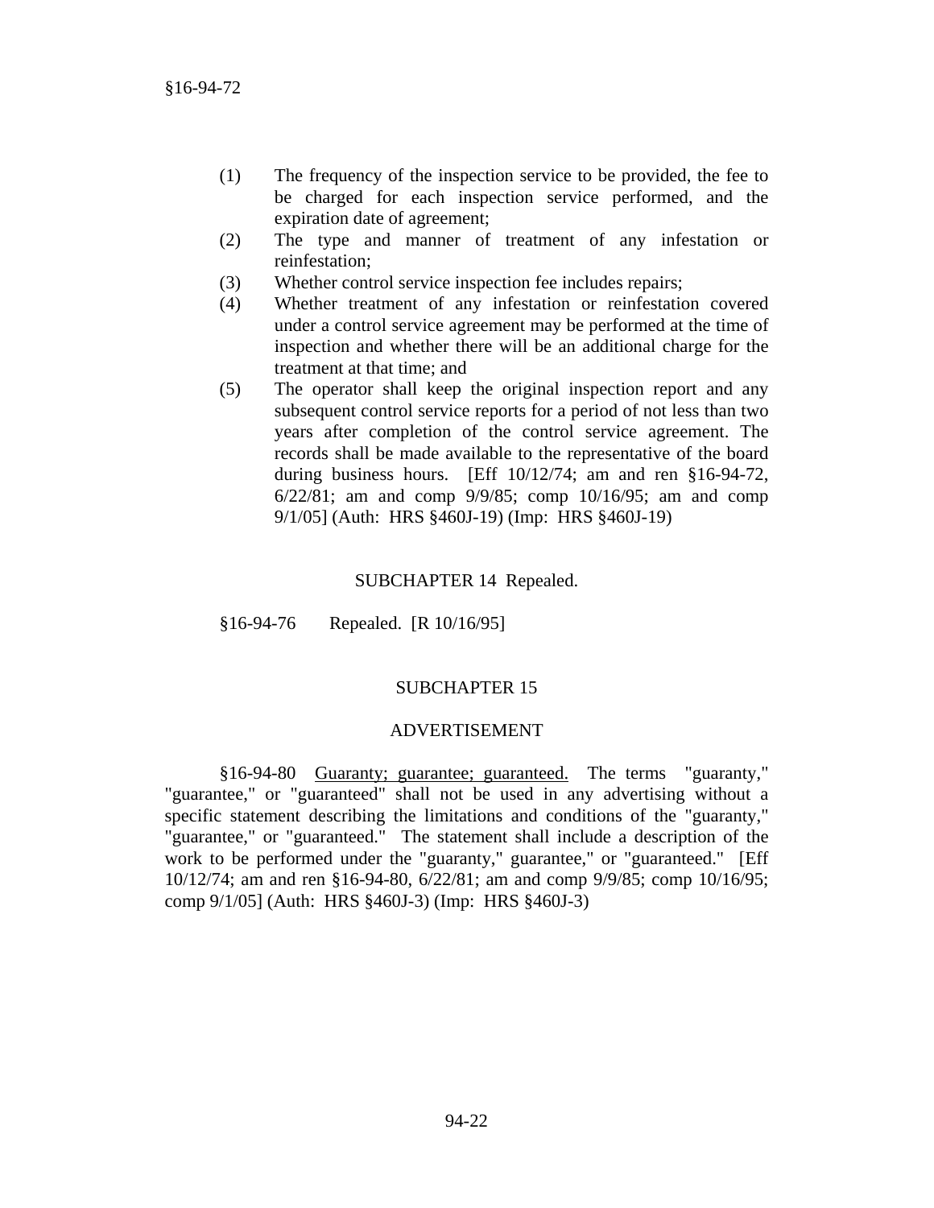(1) The frequency of the inspection service to be provided, the fee to be charged for each inspection service performed, and the expiration date of agreement;
(2) The type and manner of treatment of any infestation or reinfestation;
(3) Whether control service inspection fee includes repairs;
(4) Whether treatment of any infestation or reinfestation covered under a control service agreement may be performed at the time of inspection and whether there will be an additional charge for the treatment at that time; and
(5) The operator shall keep the original inspection report and any subsequent control service reports for a period of not less than two years after completion of the control service agreement. The records shall be made available to the representative of the board during business hours. [Eff 10/12/74; am and ren §16-94-72, 6/22/81; am and comp 9/9/85; comp 10/16/95; am and comp 9/1/05] (Auth: HRS §460J-19) (Imp: HRS §460J-19)

## SUBCHAPTER 14 Repealed.

§16-94-76 Repealed. [R 10/16/95]

## SUBCHAPTER 15

## ADVERTISEMENT

§16-94-80 <u>Guaranty; guarantee; guaranteed.</u> The terms "guaranty," "guarantee," or "guaranteed" shall not be used in any advertising without a specific statement describing the limitations and conditions of the "guaranty," "guarantee," or "guaranteed." The statement shall include a description of the work to be performed under the "guaranty," guarantee," or "guaranteed." [Eff 10/12/74; am and ren §16-94-80, 6/22/81; am and comp 9/9/85; comp 10/16/95; comp 9/1/05] (Auth: HRS §460J-3) (Imp: HRS §460J-3)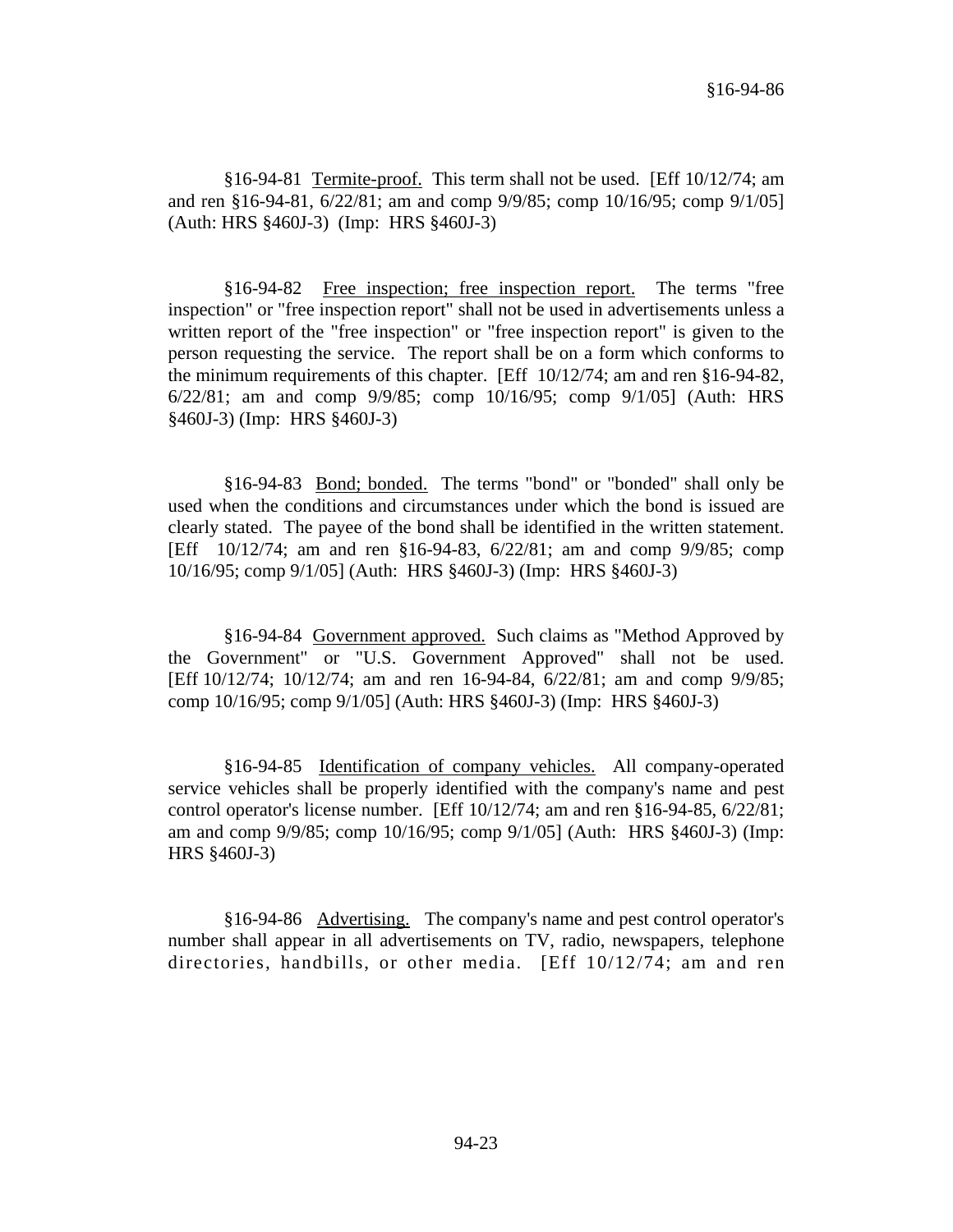§16-94-81 Termite-proof. This term shall not be used. [Eff 10/12/74; am and ren §16-94-81, 6/22/81; am and comp 9/9/85; comp 10/16/95; comp 9/1/05] (Auth: HRS §460J-3) (Imp: HRS §460J-3)

§16-94-82 Free inspection; free inspection report. The terms "free inspection" or "free inspection report" shall not be used in advertisements unless a written report of the "free inspection" or "free inspection report" is given to the person requesting the service. The report shall be on a form which conforms to the minimum requirements of this chapter. [Eff 10/12/74; am and ren §16-94-82, 6/22/81; am and comp 9/9/85; comp 10/16/95; comp 9/1/05] (Auth: HRS §460J-3) (Imp: HRS §460J-3)

§16-94-83 Bond; bonded. The terms "bond" or "bonded" shall only be used when the conditions and circumstances under which the bond is issued are clearly stated. The payee of the bond shall be identified in the written statement. [Eff 10/12/74; am and ren §16-94-83, 6/22/81; am and comp 9/9/85; comp 10/16/95; comp 9/1/05] (Auth: HRS §460J-3) (Imp: HRS §460J-3)

§16-94-84 Government approved. Such claims as "Method Approved by the Government" or "U.S. Government Approved" shall not be used. [Eff 10/12/74; 10/12/74; am and ren 16-94-84, 6/22/81; am and comp 9/9/85; comp 10/16/95; comp 9/1/05] (Auth: HRS §460J-3) (Imp: HRS §460J-3)

§16-94-85 Identification of company vehicles. All company-operated service vehicles shall be properly identified with the company's name and pest control operator's license number. [Eff 10/12/74; am and ren §16-94-85, 6/22/81; am and comp 9/9/85; comp 10/16/95; comp 9/1/05] (Auth: HRS §460J-3) (Imp: HRS §460J-3)

§16-94-86 Advertising. The company's name and pest control operator's number shall appear in all advertisements on TV, radio, newspapers, telephone directories, handbills, or other media. [Eff 10/12/74; am and ren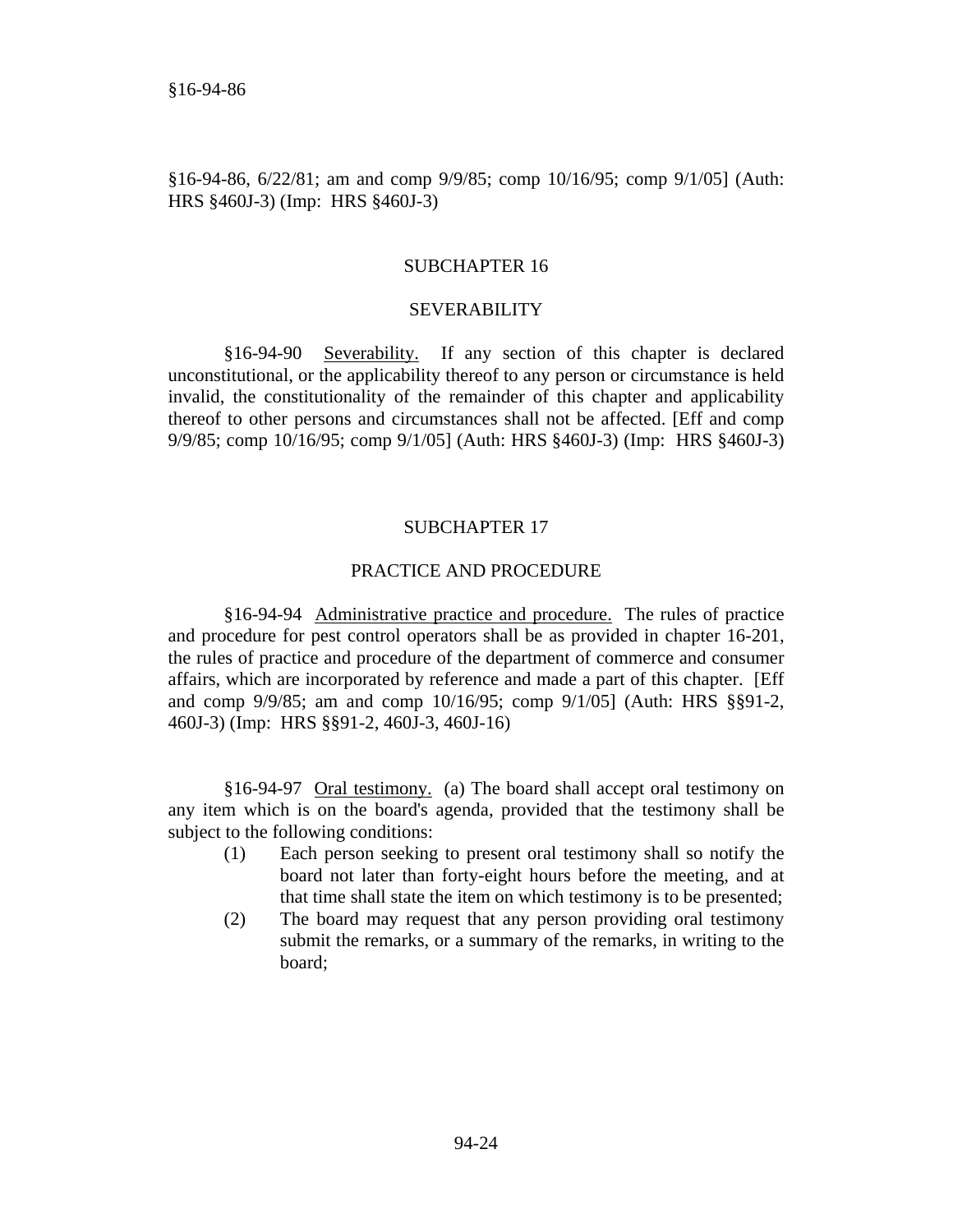§16-94-86, 6/22/81; am and comp 9/9/85; comp 10/16/95; comp 9/1/05] (Auth: HRS §460J-3) (Imp: HRS §460J-3)

## SUBCHAPTER 16

## SEVERABILITY

§16-94-90 Severability. If any section of this chapter is declared unconstitutional, or the applicability thereof to any person or circumstance is held invalid, the constitutionality of the remainder of this chapter and applicability thereof to other persons and circumstances shall not be affected. [Eff and comp 9/9/85; comp 10/16/95; comp 9/1/05] (Auth: HRS §460J-3) (Imp: HRS §460J-3)

## SUBCHAPTER 17

## PRACTICE AND PROCEDURE

§16-94-94 Administrative practice and procedure. The rules of practice and procedure for pest control operators shall be as provided in chapter 16-201, the rules of practice and procedure of the department of commerce and consumer affairs, which are incorporated by reference and made a part of this chapter. [Eff and comp 9/9/85; am and comp 10/16/95; comp 9/1/05] (Auth: HRS §§91-2, 460J-3) (Imp: HRS §§91-2, 460J-3, 460J-16)

§16-94-97 Oral testimony. (a) The board shall accept oral testimony on any item which is on the board's agenda, provided that the testimony shall be subject to the following conditions:

(1) Each person seeking to present oral testimony shall so notify the board not later than forty-eight hours before the meeting, and at that time shall state the item on which testimony is to be presented;

(2) The board may request that any person providing oral testimony submit the remarks, or a summary of the remarks, in writing to the board;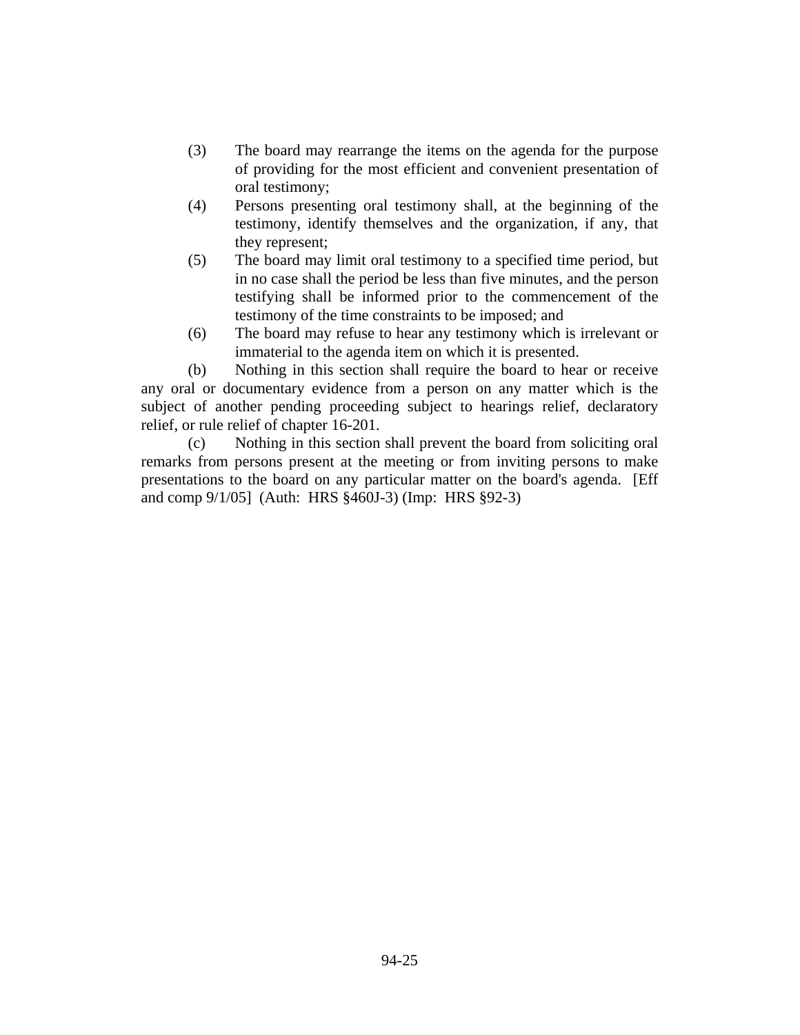(3) The board may rearrange the items on the agenda for the purpose of providing for the most efficient and convenient presentation of oral testimony;

(4) Persons presenting oral testimony shall, at the beginning of the testimony, identify themselves and the organization, if any, that they represent;

(5) The board may limit oral testimony to a specified time period, but in no case shall the period be less than five minutes, and the person testifying shall be informed prior to the commencement of the testimony of the time constraints to be imposed; and

(6) The board may refuse to hear any testimony which is irrelevant or immaterial to the agenda item on which it is presented.

(b) Nothing in this section shall require the board to hear or receive any oral or documentary evidence from a person on any matter which is the subject of another pending proceeding subject to hearings relief, declaratory relief, or rule relief of chapter 16-201.

(c) Nothing in this section shall prevent the board from soliciting oral remarks from persons present at the meeting or from inviting persons to make presentations to the board on any particular matter on the board's agenda. [Eff and comp 9/1/05] (Auth: HRS §460J-3) (Imp: HRS §92-3)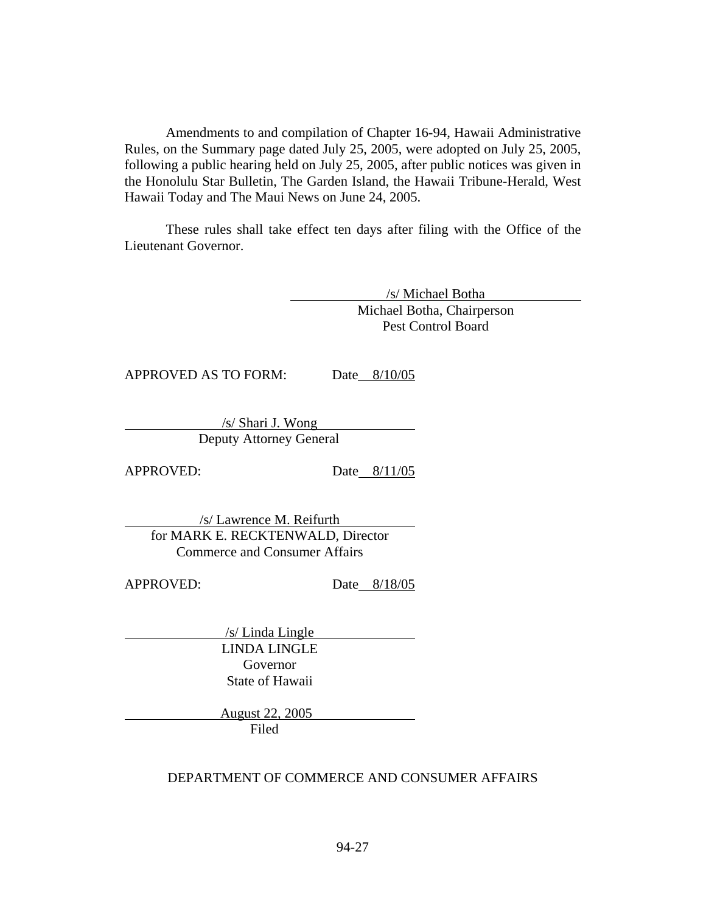Amendments to and compilation of Chapter 16-94, Hawaii Administrative Rules, on the Summary page dated July 25, 2005, were adopted on July 25, 2005, following a public hearing held on July 25, 2005, after public notices was given in the Honolulu Star Bulletin, The Garden Island, the Hawaii Tribune-Herald, West Hawaii Today and The Maui News on June 24, 2005.

These rules shall take effect ten days after filing with the Office of the Lieutenant Governor.

/s/ Michael Botha
Michael Botha, Chairperson
Pest Control Board

APPROVED AS TO FORM: Date 8/10/05

/s/ Shari J. Wong
Deputy Attorney General

APPROVED: Date 8/11/05

/s/ Lawrence M. Reifurth
for MARK E. RECKTENWALD, Director
Commerce and Consumer Affairs

APPROVED: Date 8/18/05

/s/ Linda Lingle
LINDA LINGLE
Governor
State of Hawaii

August 22, 2005
Filed

DEPARTMENT OF COMMERCE AND CONSUMER AFFAIRS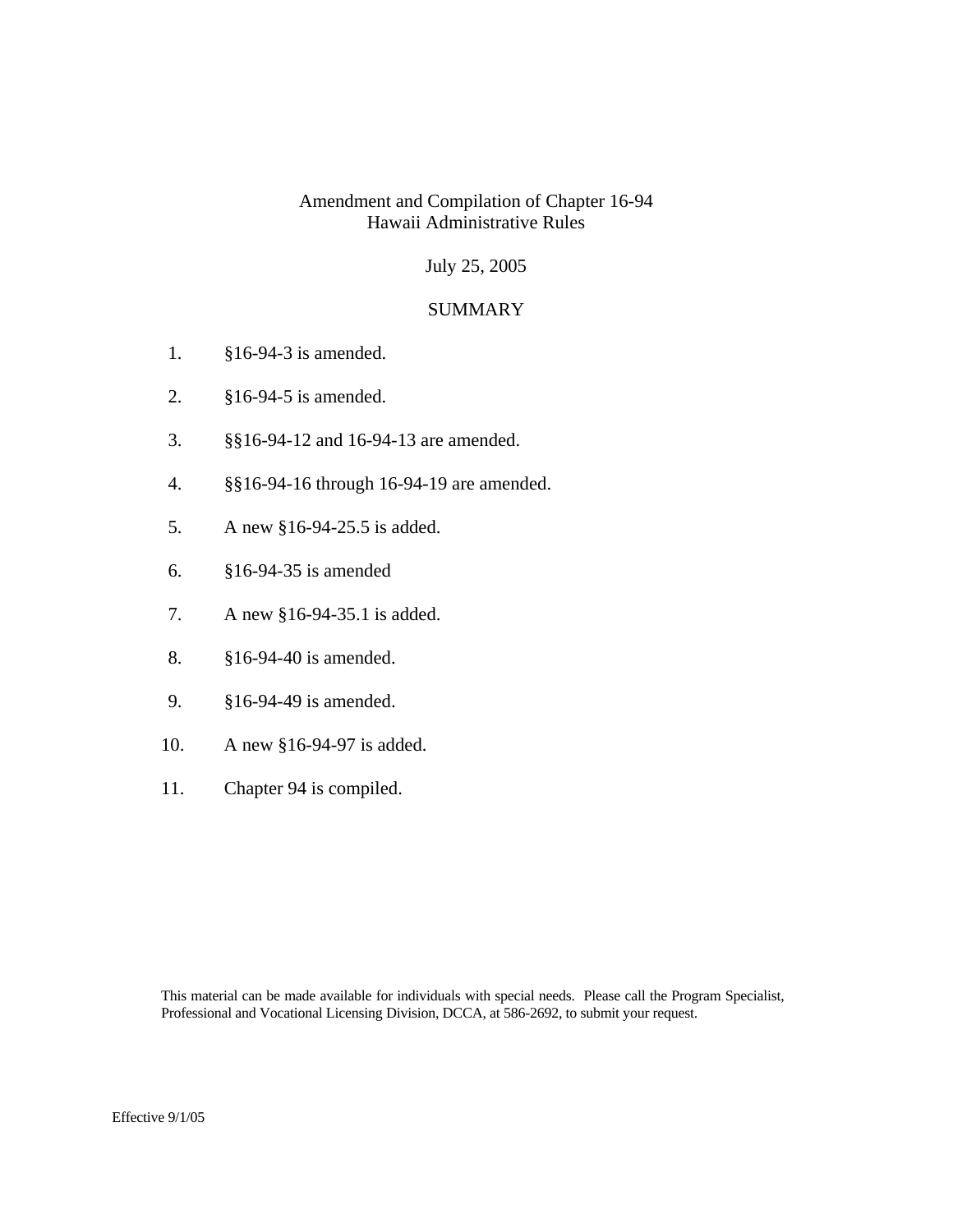Amendment and Compilation of Chapter 16-94
Hawaii Administrative Rules

July 25, 2005

SUMMARY

1. §16-94-3 is amended.

2. §16-94-5 is amended.

3. §§16-94-12 and 16-94-13 are amended.

4. §§16-94-16 through 16-94-19 are amended.

5. A new §16-94-25.5 is added.

6. §16-94-35 is amended

7. A new §16-94-35.1 is added.

8. §16-94-40 is amended.

9. §16-94-49 is amended.

10. A new §16-94-97 is added.

11. Chapter 94 is compiled.

This material can be made available for individuals with special needs. Please call the Program Specialist, Professional and Vocational Licensing Division, DCCA, at 586-2692, to submit your request.

Effective 9/1/05